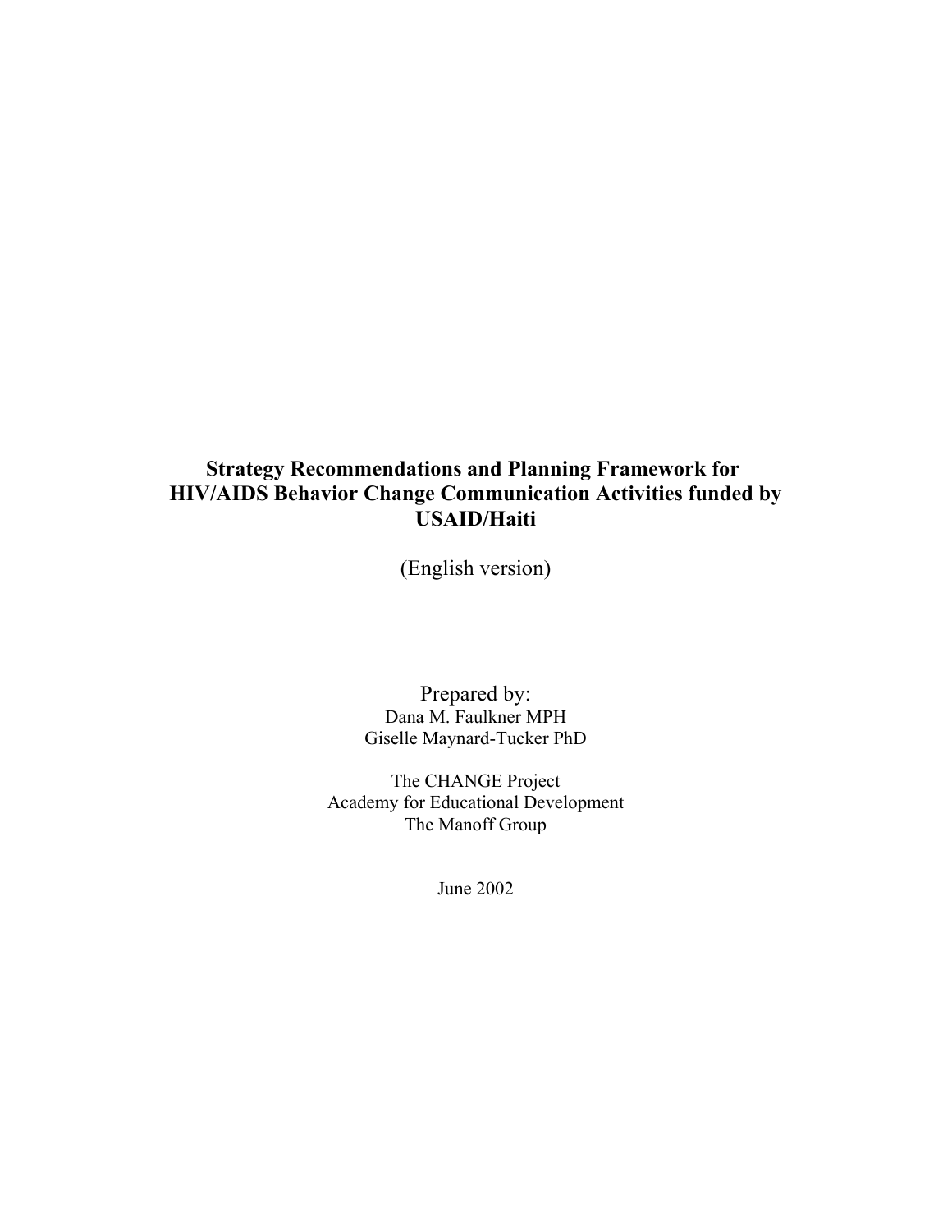# Strategy Recommendations and Planning Framework for HIV/AIDS Behavior Change Communication Activities funded by USAID/Haiti

(English version)

Prepared by:
Dana M. Faulkner MPH
Giselle Maynard-Tucker PhD

The CHANGE Project
Academy for Educational Development
The Manoff Group

June 2002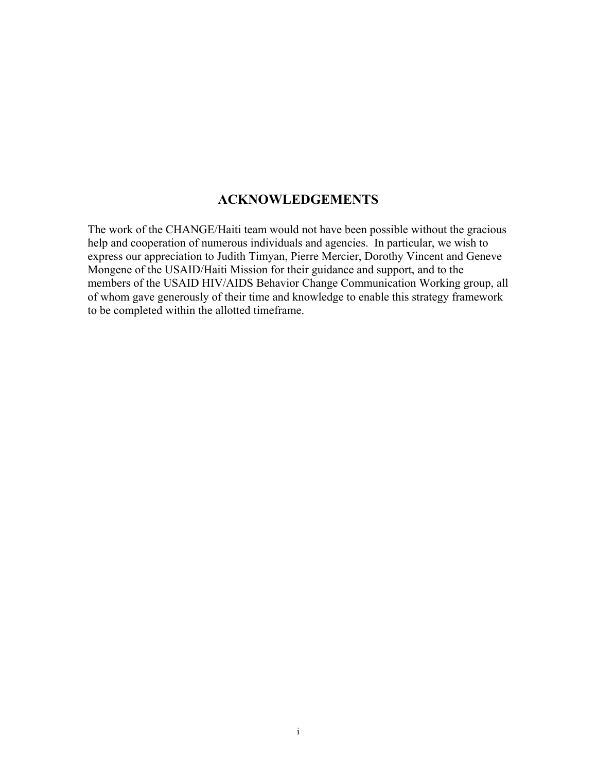# ACKNOWLEDGEMENTS

The work of the CHANGE/Haiti team would not have been possible without the gracious help and cooperation of numerous individuals and agencies. In particular, we wish to express our appreciation to Judith Timyan, Pierre Mercier, Dorothy Vincent and Geneve Mongene of the USAID/Haiti Mission for their guidance and support, and to the members of the USAID HIV/AIDS Behavior Change Communication Working group, all of whom gave generously of their time and knowledge to enable this strategy framework to be completed within the allotted timeframe.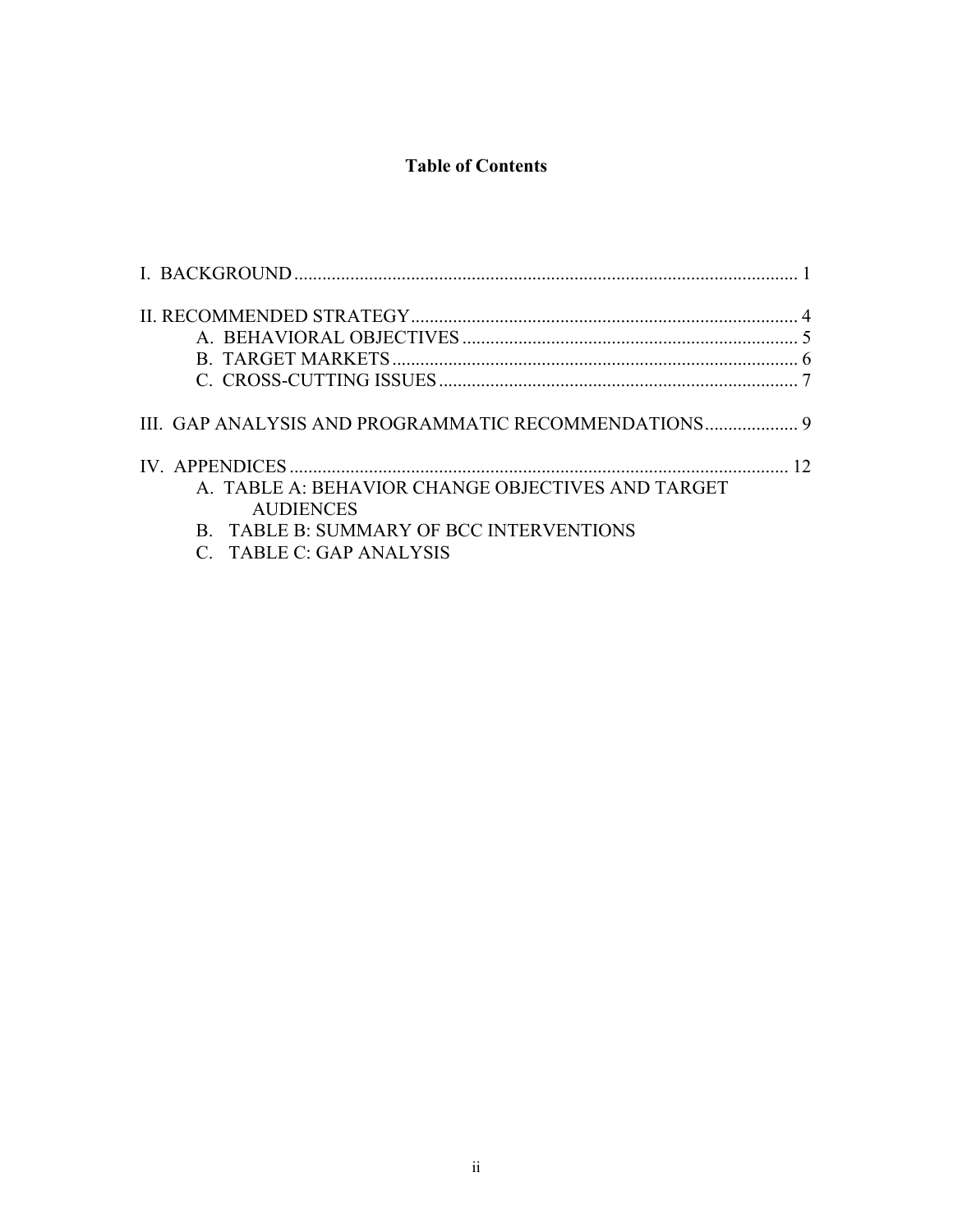# Table of Contents

I. BACKGROUND ........................................................................................................... 1

II. RECOMMENDED STRATEGY .................................................................................. 4
- A. BEHAVIORAL OBJECTIVES ........................................................................ 5
- B. TARGET MARKETS ....................................................................................... 6
- C. CROSS-CUTTING ISSUES ............................................................................. 7

III. GAP ANALYSIS AND PROGRAMMATIC RECOMMENDATIONS .................... 9

IV. APPENDICES ........................................................................................................... 12
- A. TABLE A: BEHAVIOR CHANGE OBJECTIVES AND TARGET AUDIENCES
- B. TABLE B: SUMMARY OF BCC INTERVENTIONS
- C. TABLE C: GAP ANALYSIS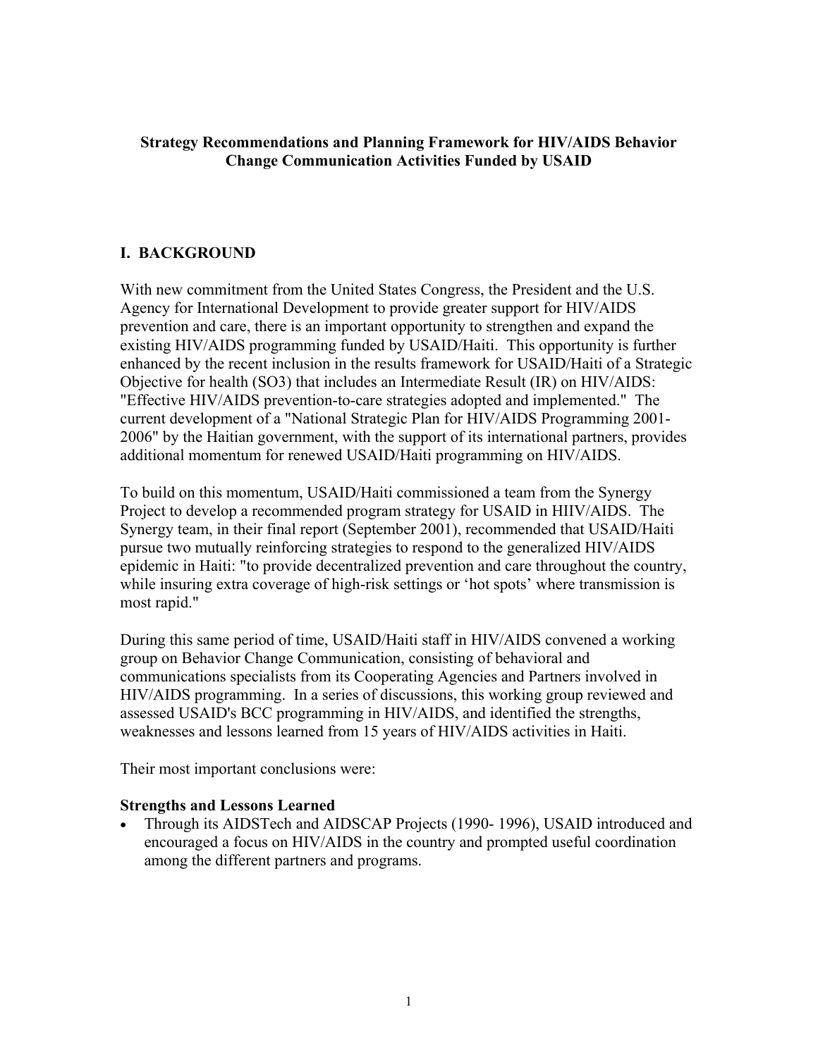**Strategy Recommendations and Planning Framework for HIV/AIDS Behavior Change Communication Activities Funded by USAID**

## I. BACKGROUND

With new commitment from the United States Congress, the President and the U.S. Agency for International Development to provide greater support for HIV/AIDS prevention and care, there is an important opportunity to strengthen and expand the existing HIV/AIDS programming funded by USAID/Haiti. This opportunity is further enhanced by the recent inclusion in the results framework for USAID/Haiti of a Strategic Objective for health (SO3) that includes an Intermediate Result (IR) on HIV/AIDS: "Effective HIV/AIDS prevention-to-care strategies adopted and implemented." The current development of a "National Strategic Plan for HIV/AIDS Programming 2001-2006" by the Haitian government, with the support of its international partners, provides additional momentum for renewed USAID/Haiti programming on HIV/AIDS.

To build on this momentum, USAID/Haiti commissioned a team from the Synergy Project to develop a recommended program strategy for USAID in HIIV/AIDS. The Synergy team, in their final report (September 2001), recommended that USAID/Haiti pursue two mutually reinforcing strategies to respond to the generalized HIV/AIDS epidemic in Haiti: "to provide decentralized prevention and care throughout the country, while insuring extra coverage of high-risk settings or 'hot spots' where transmission is most rapid."

During this same period of time, USAID/Haiti staff in HIV/AIDS convened a working group on Behavior Change Communication, consisting of behavioral and communications specialists from its Cooperating Agencies and Partners involved in HIV/AIDS programming. In a series of discussions, this working group reviewed and assessed USAID's BCC programming in HIV/AIDS, and identified the strengths, weaknesses and lessons learned from 15 years of HIV/AIDS activities in Haiti.

Their most important conclusions were:

**Strengths and Lessons Learned**

- Through its AIDSTech and AIDSCAP Projects (1990- 1996), USAID introduced and encouraged a focus on HIV/AIDS in the country and prompted useful coordination among the different partners and programs.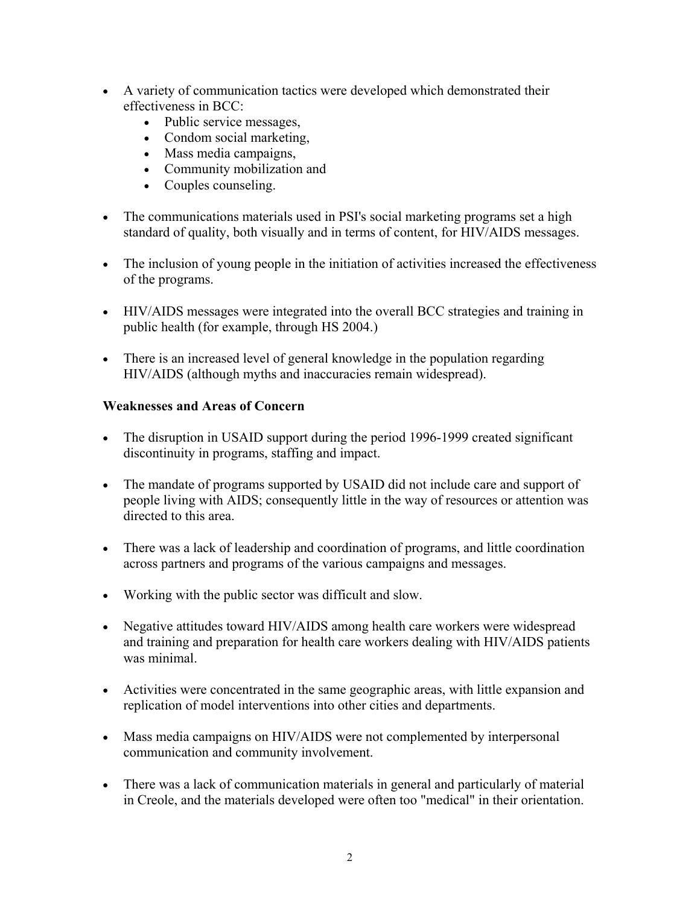- A variety of communication tactics were developed which demonstrated their effectiveness in BCC:
    - Public service messages,
    - Condom social marketing,
    - Mass media campaigns,
    - Community mobilization and
    - Couples counseling.

- The communications materials used in PSI's social marketing programs set a high standard of quality, both visually and in terms of content, for HIV/AIDS messages.

- The inclusion of young people in the initiation of activities increased the effectiveness of the programs.

- HIV/AIDS messages were integrated into the overall BCC strategies and training in public health (for example, through HS 2004.)

- There is an increased level of general knowledge in the population regarding HIV/AIDS (although myths and inaccuracies remain widespread).

**Weaknesses and Areas of Concern**

- The disruption in USAID support during the period 1996-1999 created significant discontinuity in programs, staffing and impact.

- The mandate of programs supported by USAID did not include care and support of people living with AIDS; consequently little in the way of resources or attention was directed to this area.

- There was a lack of leadership and coordination of programs, and little coordination across partners and programs of the various campaigns and messages.

- Working with the public sector was difficult and slow.

- Negative attitudes toward HIV/AIDS among health care workers were widespread and training and preparation for health care workers dealing with HIV/AIDS patients was minimal.

- Activities were concentrated in the same geographic areas, with little expansion and replication of model interventions into other cities and departments.

- Mass media campaigns on HIV/AIDS were not complemented by interpersonal communication and community involvement.

- There was a lack of communication materials in general and particularly of material in Creole, and the materials developed were often too "medical" in their orientation.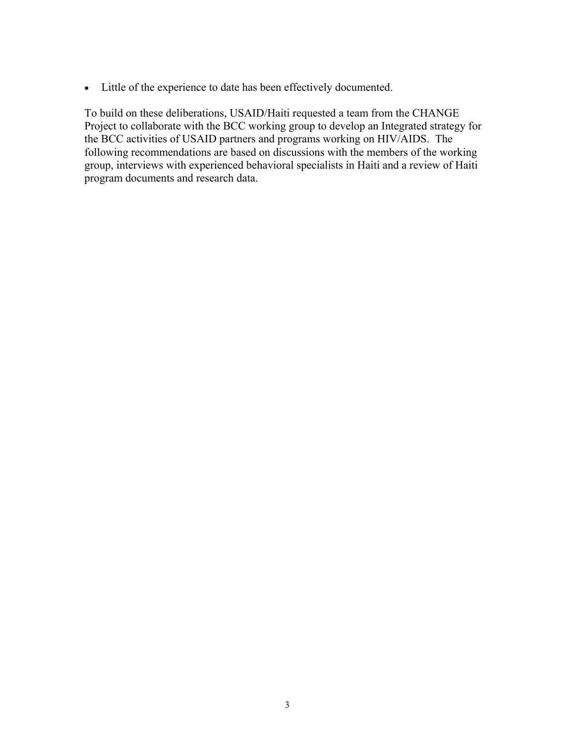- Little of the experience to date has been effectively documented.

To build on these deliberations, USAID/Haiti requested a team from the CHANGE Project to collaborate with the BCC working group to develop an Integrated strategy for the BCC activities of USAID partners and programs working on HIV/AIDS. The following recommendations are based on discussions with the members of the working group, interviews with experienced behavioral specialists in Haiti and a review of Haiti program documents and research data.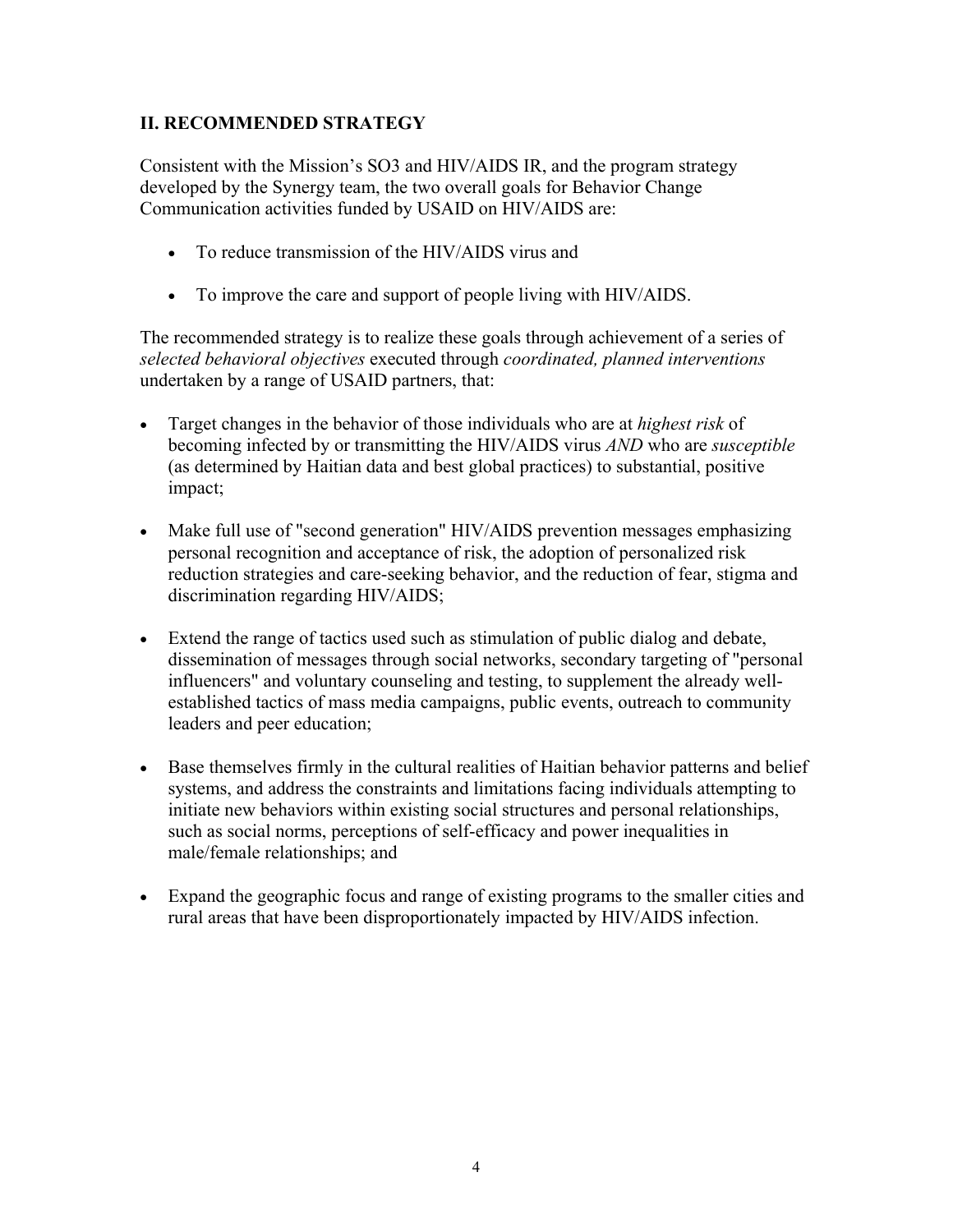## II. RECOMMENDED STRATEGY

Consistent with the Mission's SO3 and HIV/AIDS IR, and the program strategy developed by the Synergy team, the two overall goals for Behavior Change Communication activities funded by USAID on HIV/AIDS are:

- To reduce transmission of the HIV/AIDS virus and
- To improve the care and support of people living with HIV/AIDS.

The recommended strategy is to realize these goals through achievement of a series of *selected behavioral objectives* executed through *coordinated, planned interventions* undertaken by a range of USAID partners, that:

- Target changes in the behavior of those individuals who are at *highest risk* of becoming infected by or transmitting the HIV/AIDS virus *AND* who are *susceptible* (as determined by Haitian data and best global practices) to substantial, positive impact;
- Make full use of "second generation" HIV/AIDS prevention messages emphasizing personal recognition and acceptance of risk, the adoption of personalized risk reduction strategies and care-seeking behavior, and the reduction of fear, stigma and discrimination regarding HIV/AIDS;
- Extend the range of tactics used such as stimulation of public dialog and debate, dissemination of messages through social networks, secondary targeting of "personal influencers" and voluntary counseling and testing, to supplement the already well-established tactics of mass media campaigns, public events, outreach to community leaders and peer education;
- Base themselves firmly in the cultural realities of Haitian behavior patterns and belief systems, and address the constraints and limitations facing individuals attempting to initiate new behaviors within existing social structures and personal relationships, such as social norms, perceptions of self-efficacy and power inequalities in male/female relationships; and
- Expand the geographic focus and range of existing programs to the smaller cities and rural areas that have been disproportionately impacted by HIV/AIDS infection.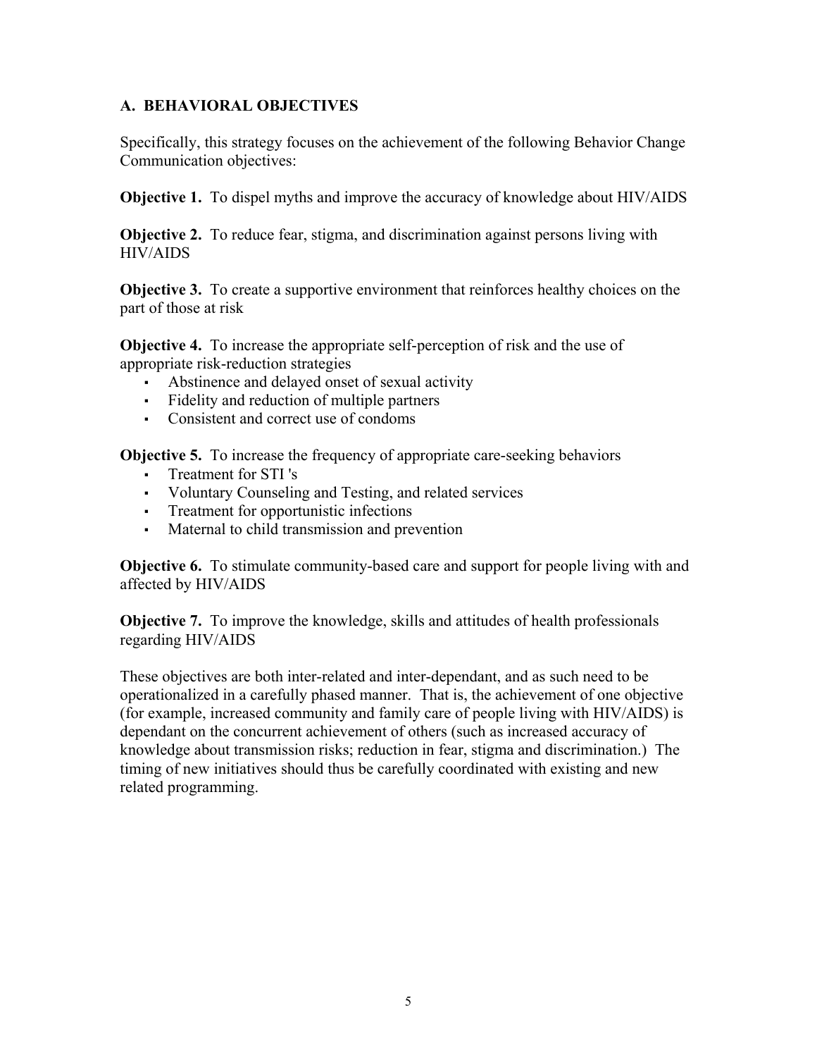## A. BEHAVIORAL OBJECTIVES

Specifically, this strategy focuses on the achievement of the following Behavior Change Communication objectives:

**Objective 1.** To dispel myths and improve the accuracy of knowledge about HIV/AIDS

**Objective 2.** To reduce fear, stigma, and discrimination against persons living with HIV/AIDS

**Objective 3.** To create a supportive environment that reinforces healthy choices on the part of those at risk

**Objective 4.** To increase the appropriate self-perception of risk and the use of appropriate risk-reduction strategies

- Abstinence and delayed onset of sexual activity
- Fidelity and reduction of multiple partners
- Consistent and correct use of condoms

**Objective 5.** To increase the frequency of appropriate care-seeking behaviors

- Treatment for STI 's
- Voluntary Counseling and Testing, and related services
- Treatment for opportunistic infections
- Maternal to child transmission and prevention

**Objective 6.** To stimulate community-based care and support for people living with and affected by HIV/AIDS

**Objective 7.** To improve the knowledge, skills and attitudes of health professionals regarding HIV/AIDS

These objectives are both inter-related and inter-dependant, and as such need to be operationalized in a carefully phased manner. That is, the achievement of one objective (for example, increased community and family care of people living with HIV/AIDS) is dependant on the concurrent achievement of others (such as increased accuracy of knowledge about transmission risks; reduction in fear, stigma and discrimination.) The timing of new initiatives should thus be carefully coordinated with existing and new related programming.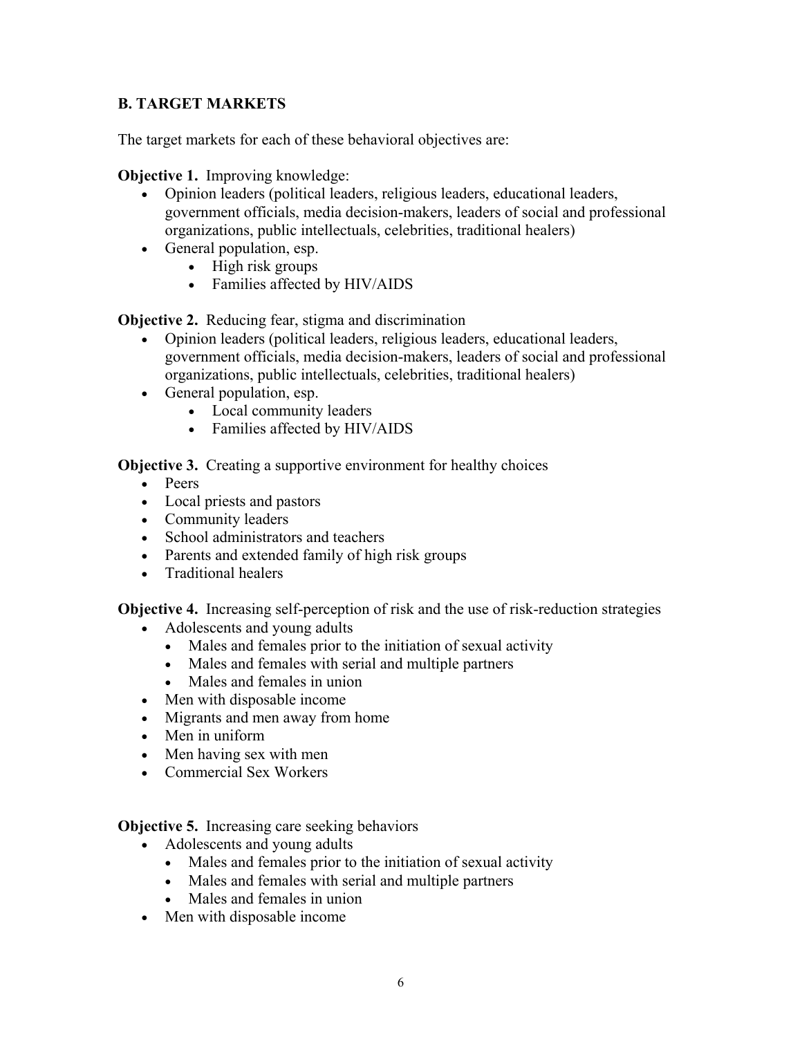## B. TARGET MARKETS

The target markets for each of these behavioral objectives are:

**Objective 1.** Improving knowledge:

- Opinion leaders (political leaders, religious leaders, educational leaders, government officials, media decision-makers, leaders of social and professional organizations, public intellectuals, celebrities, traditional healers)
- General population, esp.
  - High risk groups
  - Families affected by HIV/AIDS

**Objective 2.** Reducing fear, stigma and discrimination

- Opinion leaders (political leaders, religious leaders, educational leaders, government officials, media decision-makers, leaders of social and professional organizations, public intellectuals, celebrities, traditional healers)
- General population, esp.
  - Local community leaders
  - Families affected by HIV/AIDS

**Objective 3.** Creating a supportive environment for healthy choices

- Peers
- Local priests and pastors
- Community leaders
- School administrators and teachers
- Parents and extended family of high risk groups
- Traditional healers

**Objective 4.** Increasing self-perception of risk and the use of risk-reduction strategies

- Adolescents and young adults
  - Males and females prior to the initiation of sexual activity
  - Males and females with serial and multiple partners
  - Males and females in union
- Men with disposable income
- Migrants and men away from home
- Men in uniform
- Men having sex with men
- Commercial Sex Workers

**Objective 5.** Increasing care seeking behaviors

- Adolescents and young adults
  - Males and females prior to the initiation of sexual activity
  - Males and females with serial and multiple partners
  - Males and females in union
- Men with disposable income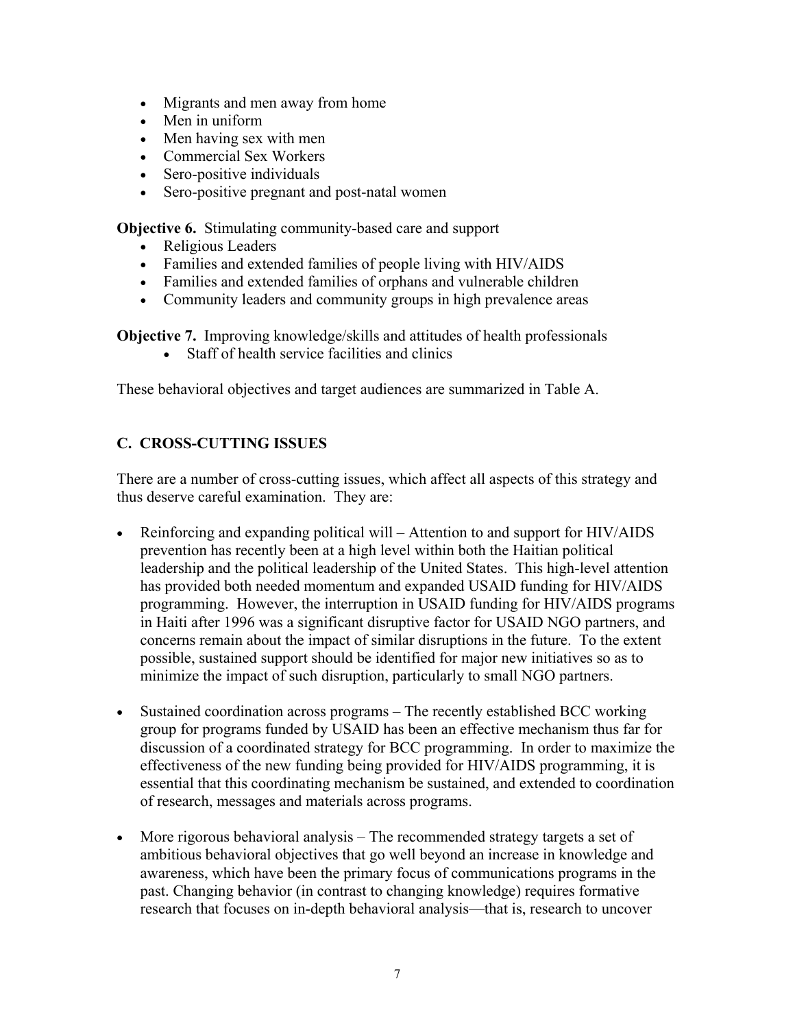- Migrants and men away from home
- Men in uniform
- Men having sex with men
- Commercial Sex Workers
- Sero-positive individuals
- Sero-positive pregnant and post-natal women

**Objective 6.** Stimulating community-based care and support

- Religious Leaders
- Families and extended families of people living with HIV/AIDS
- Families and extended families of orphans and vulnerable children
- Community leaders and community groups in high prevalence areas

**Objective 7.** Improving knowledge/skills and attitudes of health professionals

- Staff of health service facilities and clinics

These behavioral objectives and target audiences are summarized in Table A.

## C. CROSS-CUTTING ISSUES

There are a number of cross-cutting issues, which affect all aspects of this strategy and thus deserve careful examination. They are:

- Reinforcing and expanding political will – Attention to and support for HIV/AIDS prevention has recently been at a high level within both the Haitian political leadership and the political leadership of the United States. This high-level attention has provided both needed momentum and expanded USAID funding for HIV/AIDS programming. However, the interruption in USAID funding for HIV/AIDS programs in Haiti after 1996 was a significant disruptive factor for USAID NGO partners, and concerns remain about the impact of similar disruptions in the future. To the extent possible, sustained support should be identified for major new initiatives so as to minimize the impact of such disruption, particularly to small NGO partners.

- Sustained coordination across programs – The recently established BCC working group for programs funded by USAID has been an effective mechanism thus far for discussion of a coordinated strategy for BCC programming. In order to maximize the effectiveness of the new funding being provided for HIV/AIDS programming, it is essential that this coordinating mechanism be sustained, and extended to coordination of research, messages and materials across programs.

- More rigorous behavioral analysis – The recommended strategy targets a set of ambitious behavioral objectives that go well beyond an increase in knowledge and awareness, which have been the primary focus of communications programs in the past. Changing behavior (in contrast to changing knowledge) requires formative research that focuses on in-depth behavioral analysis—that is, research to uncover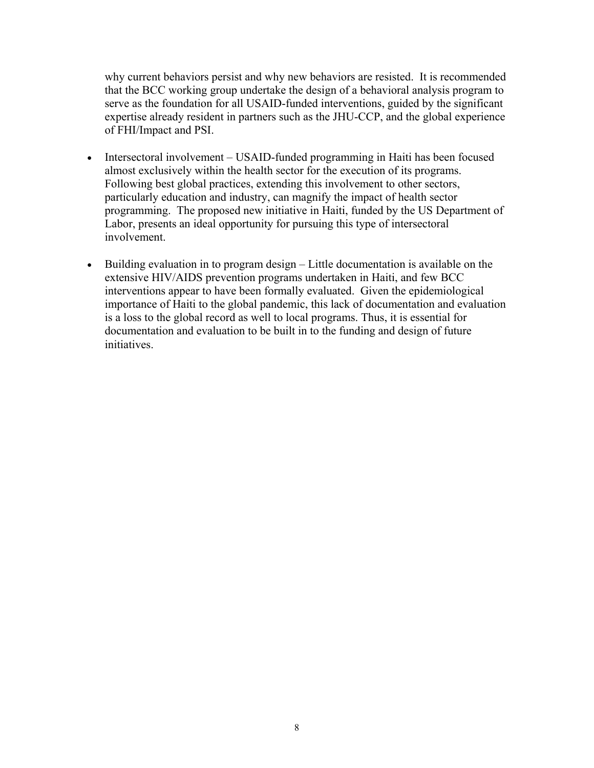why current behaviors persist and why new behaviors are resisted. It is recommended that the BCC working group undertake the design of a behavioral analysis program to serve as the foundation for all USAID-funded interventions, guided by the significant expertise already resident in partners such as the JHU-CCP, and the global experience of FHI/Impact and PSI.

- Intersectoral involvement – USAID-funded programming in Haiti has been focused almost exclusively within the health sector for the execution of its programs. Following best global practices, extending this involvement to other sectors, particularly education and industry, can magnify the impact of health sector programming. The proposed new initiative in Haiti, funded by the US Department of Labor, presents an ideal opportunity for pursuing this type of intersectoral involvement.

- Building evaluation in to program design – Little documentation is available on the extensive HIV/AIDS prevention programs undertaken in Haiti, and few BCC interventions appear to have been formally evaluated. Given the epidemiological importance of Haiti to the global pandemic, this lack of documentation and evaluation is a loss to the global record as well to local programs. Thus, it is essential for documentation and evaluation to be built in to the funding and design of future initiatives.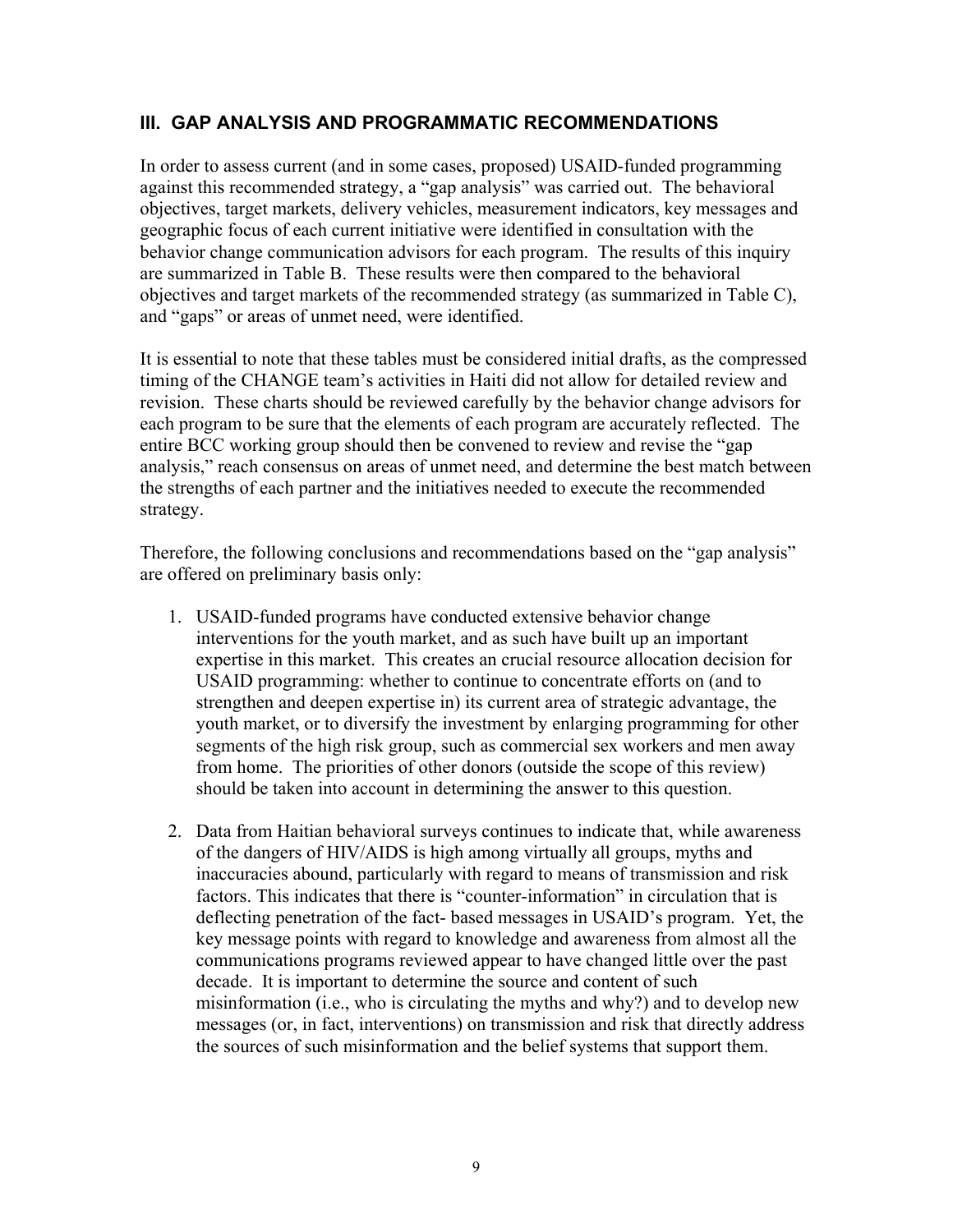## III. GAP ANALYSIS AND PROGRAMMATIC RECOMMENDATIONS

In order to assess current (and in some cases, proposed) USAID-funded programming against this recommended strategy, a "gap analysis" was carried out. The behavioral objectives, target markets, delivery vehicles, measurement indicators, key messages and geographic focus of each current initiative were identified in consultation with the behavior change communication advisors for each program. The results of this inquiry are summarized in Table B. These results were then compared to the behavioral objectives and target markets of the recommended strategy (as summarized in Table C), and "gaps" or areas of unmet need, were identified.

It is essential to note that these tables must be considered initial drafts, as the compressed timing of the CHANGE team's activities in Haiti did not allow for detailed review and revision. These charts should be reviewed carefully by the behavior change advisors for each program to be sure that the elements of each program are accurately reflected. The entire BCC working group should then be convened to review and revise the "gap analysis," reach consensus on areas of unmet need, and determine the best match between the strengths of each partner and the initiatives needed to execute the recommended strategy.

Therefore, the following conclusions and recommendations based on the "gap analysis" are offered on preliminary basis only:

1. USAID-funded programs have conducted extensive behavior change interventions for the youth market, and as such have built up an important expertise in this market. This creates an crucial resource allocation decision for USAID programming: whether to continue to concentrate efforts on (and to strengthen and deepen expertise in) its current area of strategic advantage, the youth market, or to diversify the investment by enlarging programming for other segments of the high risk group, such as commercial sex workers and men away from home. The priorities of other donors (outside the scope of this review) should be taken into account in determining the answer to this question.

2. Data from Haitian behavioral surveys continues to indicate that, while awareness of the dangers of HIV/AIDS is high among virtually all groups, myths and inaccuracies abound, particularly with regard to means of transmission and risk factors. This indicates that there is "counter-information" in circulation that is deflecting penetration of the fact- based messages in USAID's program. Yet, the key message points with regard to knowledge and awareness from almost all the communications programs reviewed appear to have changed little over the past decade. It is important to determine the source and content of such misinformation (i.e., who is circulating the myths and why?) and to develop new messages (or, in fact, interventions) on transmission and risk that directly address the sources of such misinformation and the belief systems that support them.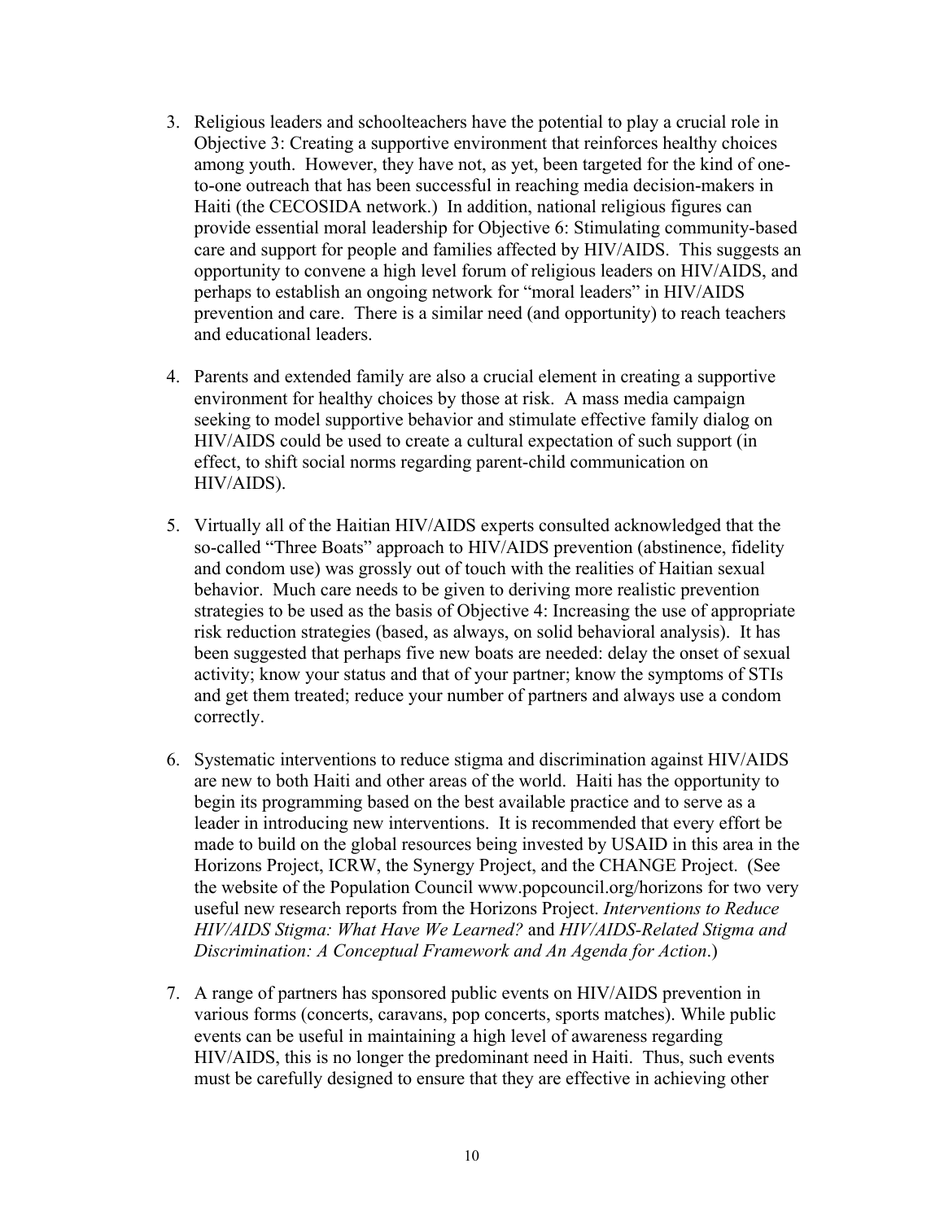3. Religious leaders and schoolteachers have the potential to play a crucial role in Objective 3: Creating a supportive environment that reinforces healthy choices among youth. However, they have not, as yet, been targeted for the kind of one-to-one outreach that has been successful in reaching media decision-makers in Haiti (the CECOSIDA network.) In addition, national religious figures can provide essential moral leadership for Objective 6: Stimulating community-based care and support for people and families affected by HIV/AIDS. This suggests an opportunity to convene a high level forum of religious leaders on HIV/AIDS, and perhaps to establish an ongoing network for "moral leaders" in HIV/AIDS prevention and care. There is a similar need (and opportunity) to reach teachers and educational leaders.

4. Parents and extended family are also a crucial element in creating a supportive environment for healthy choices by those at risk. A mass media campaign seeking to model supportive behavior and stimulate effective family dialog on HIV/AIDS could be used to create a cultural expectation of such support (in effect, to shift social norms regarding parent-child communication on HIV/AIDS).

5. Virtually all of the Haitian HIV/AIDS experts consulted acknowledged that the so-called "Three Boats" approach to HIV/AIDS prevention (abstinence, fidelity and condom use) was grossly out of touch with the realities of Haitian sexual behavior. Much care needs to be given to deriving more realistic prevention strategies to be used as the basis of Objective 4: Increasing the use of appropriate risk reduction strategies (based, as always, on solid behavioral analysis). It has been suggested that perhaps five new boats are needed: delay the onset of sexual activity; know your status and that of your partner; know the symptoms of STIs and get them treated; reduce your number of partners and always use a condom correctly.

6. Systematic interventions to reduce stigma and discrimination against HIV/AIDS are new to both Haiti and other areas of the world. Haiti has the opportunity to begin its programming based on the best available practice and to serve as a leader in introducing new interventions. It is recommended that every effort be made to build on the global resources being invested by USAID in this area in the Horizons Project, ICRW, the Synergy Project, and the CHANGE Project. (See the website of the Population Council www.popcouncil.org/horizons for two very useful new research reports from the Horizons Project. *Interventions to Reduce HIV/AIDS Stigma: What Have We Learned?* and *HIV/AIDS-Related Stigma and Discrimination: A Conceptual Framework and An Agenda for Action*.)

7. A range of partners has sponsored public events on HIV/AIDS prevention in various forms (concerts, caravans, pop concerts, sports matches). While public events can be useful in maintaining a high level of awareness regarding HIV/AIDS, this is no longer the predominant need in Haiti. Thus, such events must be carefully designed to ensure that they are effective in achieving other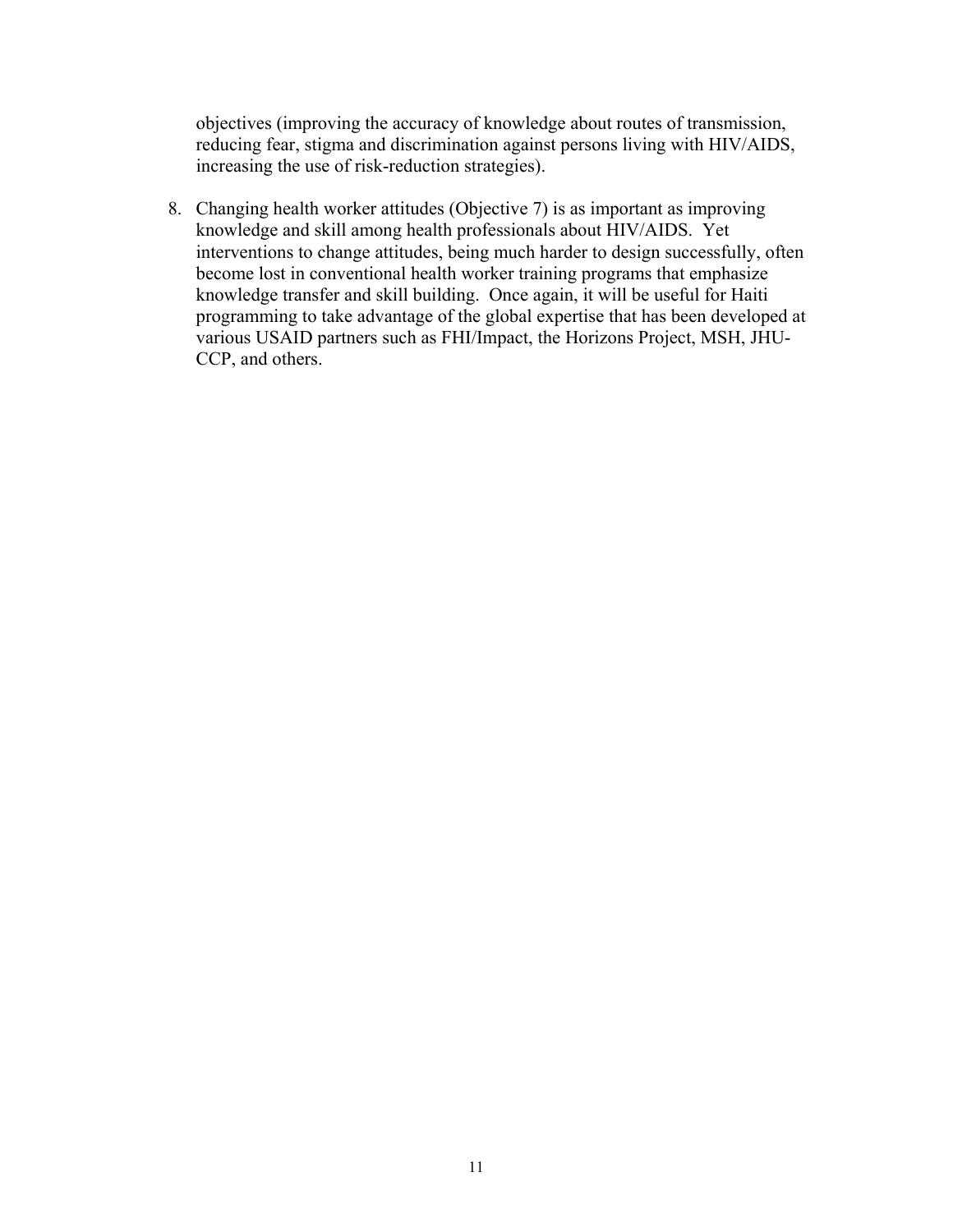objectives (improving the accuracy of knowledge about routes of transmission, reducing fear, stigma and discrimination against persons living with HIV/AIDS, increasing the use of risk-reduction strategies).

8. Changing health worker attitudes (Objective 7) is as important as improving knowledge and skill among health professionals about HIV/AIDS. Yet interventions to change attitudes, being much harder to design successfully, often become lost in conventional health worker training programs that emphasize knowledge transfer and skill building. Once again, it will be useful for Haiti programming to take advantage of the global expertise that has been developed at various USAID partners such as FHI/Impact, the Horizons Project, MSH, JHU-CCP, and others.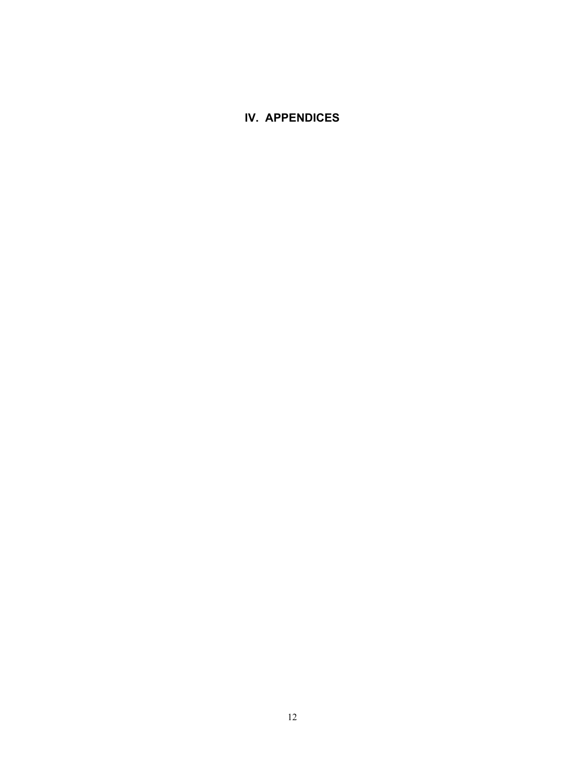# IV. APPENDICES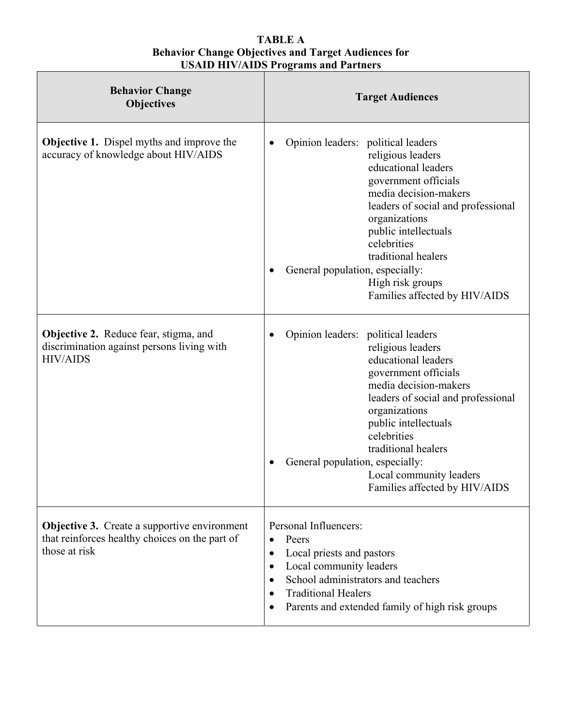**TABLE A**
**Behavior Change Objectives and Target Audiences for USAID HIV/AIDS Programs and Partners**

| Behavior Change Objectives | Target Audiences |
|---|---|
| **Objective 1.** Dispel myths and improve the accuracy of knowledge about HIV/AIDS | • Opinion leaders: political leaders<br>religious leaders<br>educational leaders<br>government officials<br>media decision-makers<br>leaders of social and professional organizations<br>public intellectuals<br>celebrities<br>traditional healers<br>• General population, especially:<br>High risk groups<br>Families affected by HIV/AIDS |
| **Objective 2.** Reduce fear, stigma, and discrimination against persons living with HIV/AIDS | • Opinion leaders: political leaders<br>religious leaders<br>educational leaders<br>government officials<br>media decision-makers<br>leaders of social and professional organizations<br>public intellectuals<br>celebrities<br>traditional healers<br>• General population, especially:<br>Local community leaders<br>Families affected by HIV/AIDS |
| **Objective 3.** Create a supportive environment that reinforces healthy choices on the part of those at risk | Personal Influencers:<br>• Peers<br>• Local priests and pastors<br>• Local community leaders<br>• School administrators and teachers<br>• Traditional Healers<br>• Parents and extended family of high risk groups |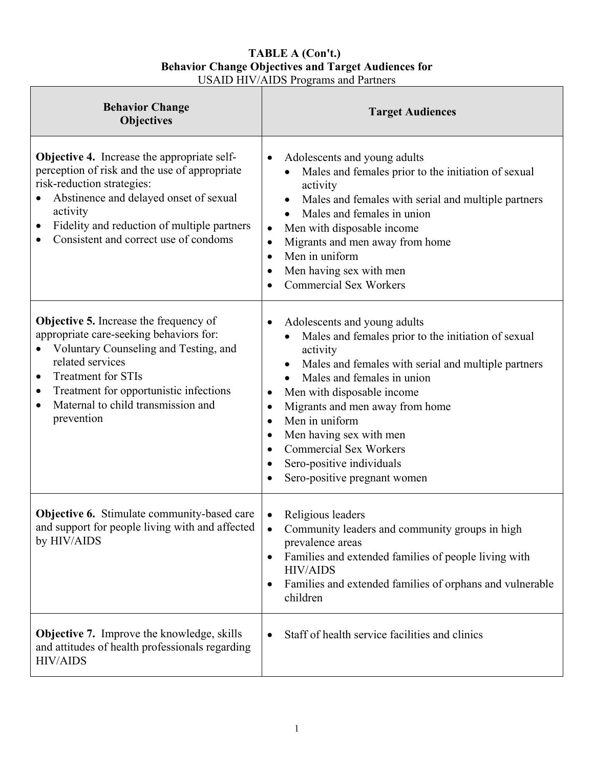**TABLE A (Con't.)**
**Behavior Change Objectives and Target Audiences for**
USAID HIV/AIDS Programs and Partners

| **Behavior Change Objectives** | **Target Audiences** |
|---|---|
| **Objective 4.** Increase the appropriate self-perception of risk and the use of appropriate risk-reduction strategies:<br>• Abstinence and delayed onset of sexual activity<br>• Fidelity and reduction of multiple partners<br>• Consistent and correct use of condoms | • Adolescents and young adults<br>&nbsp;&nbsp;&nbsp;&nbsp;• Males and females prior to the initiation of sexual activity<br>&nbsp;&nbsp;&nbsp;&nbsp;• Males and females with serial and multiple partners<br>&nbsp;&nbsp;&nbsp;&nbsp;• Males and females in union<br>• Men with disposable income<br>• Migrants and men away from home<br>• Men in uniform<br>• Men having sex with men<br>• Commercial Sex Workers |
| **Objective 5.** Increase the frequency of appropriate care-seeking behaviors for:<br>• Voluntary Counseling and Testing, and related services<br>• Treatment for STIs<br>• Treatment for opportunistic infections<br>• Maternal to child transmission and prevention | • Adolescents and young adults<br>&nbsp;&nbsp;&nbsp;&nbsp;• Males and females prior to the initiation of sexual activity<br>&nbsp;&nbsp;&nbsp;&nbsp;• Males and females with serial and multiple partners<br>&nbsp;&nbsp;&nbsp;&nbsp;• Males and females in union<br>• Men with disposable income<br>• Migrants and men away from home<br>• Men in uniform<br>• Men having sex with men<br>• Commercial Sex Workers<br>• Sero-positive individuals<br>• Sero-positive pregnant women |
| **Objective 6.** Stimulate community-based care and support for people living with and affected by HIV/AIDS | • Religious leaders<br>• Community leaders and community groups in high prevalence areas<br>• Families and extended families of people living with HIV/AIDS<br>• Families and extended families of orphans and vulnerable children |
| **Objective 7.** Improve the knowledge, skills and attitudes of health professionals regarding HIV/AIDS | • Staff of health service facilities and clinics |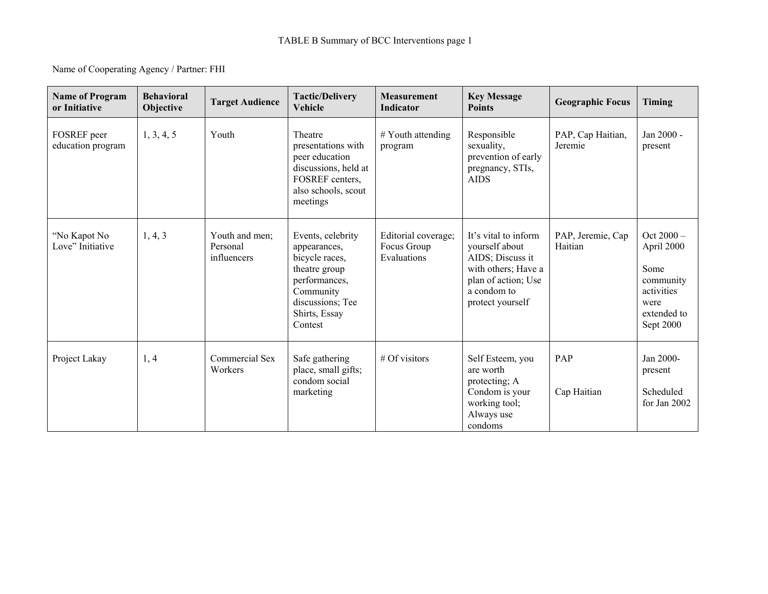TABLE B Summary of BCC Interventions page 1

Name of Cooperating Agency / Partner: FHI

| Name of Program or Initiative | Behavioral Objective | Target Audience | Tactic/Delivery Vehicle | Measurement Indicator | Key Message Points | Geographic Focus | Timing |
|---|---|---|---|---|---|---|---|
| FOSREF peer education program | 1, 3, 4, 5 | Youth | Theatre presentations with peer education discussions, held at FOSREF centers, also schools, scout meetings | # Youth attending program | Responsible sexuality, prevention of early pregnancy, STIs, AIDS | PAP, Cap Haitian, Jeremie | Jan 2000 - present |
| "No Kapot No Love" Initiative | 1, 4, 3 | Youth and men; Personal influencers | Events, celebrity appearances, bicycle races, theatre group performances, Community discussions; Tee Shirts, Essay Contest | Editorial coverage; Focus Group Evaluations | It's vital to inform yourself about AIDS; Discuss it with others; Have a plan of action; Use a condom to protect yourself | PAP, Jeremie, Cap Haitian | Oct 2000 – April 2000<br><br>Some community activities were extended to Sept 2000 |
| Project Lakay | 1, 4 | Commercial Sex Workers | Safe gathering place, small gifts; condom social marketing | # Of visitors | Self Esteem, you are worth protecting; A Condom is your working tool; Always use condoms | PAP<br><br>Cap Haitian | Jan 2000-present<br><br>Scheduled for Jan 2002 |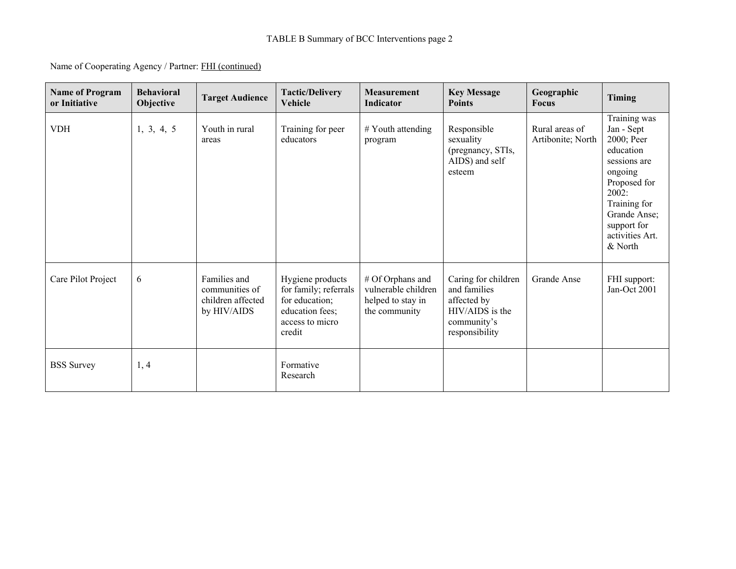TABLE B Summary of BCC Interventions page 2

Name of Cooperating Agency / Partner: FHI (continued)

| Name of Program or Initiative | Behavioral Objective | Target Audience | Tactic/Delivery Vehicle | Measurement Indicator | Key Message Points | Geographic Focus | Timing |
|---|---|---|---|---|---|---|---|
| VDH | 1, 3, 4, 5 | Youth in rural areas | Training for peer educators | # Youth attending program | Responsible sexuality (pregnancy, STIs, AIDS) and self esteem | Rural areas of Artibonite; North | Training was Jan - Sept 2000; Peer education sessions are ongoing Proposed for 2002: Training for Grande Anse; support for activities Art. & North |
| Care Pilot Project | 6 | Families and communities of children affected by HIV/AIDS | Hygiene products for family; referrals for education; education fees; access to micro credit | # Of Orphans and vulnerable children helped to stay in the community | Caring for children and families affected by HIV/AIDS is the community's responsibility | Grande Anse | FHI support: Jan-Oct 2001 |
| BSS Survey | 1, 4 | | Formative Research | | | | |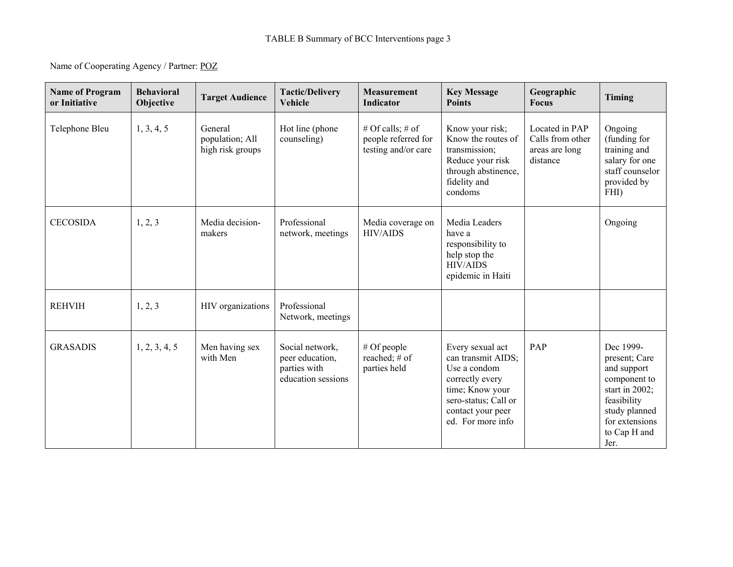TABLE B Summary of BCC Interventions page 3

Name of Cooperating Agency / Partner: POZ

| Name of Program or Initiative | Behavioral Objective | Target Audience | Tactic/Delivery Vehicle | Measurement Indicator | Key Message Points | Geographic Focus | Timing |
|---|---|---|---|---|---|---|---|
| Telephone Bleu | 1, 3, 4, 5 | General population; All high risk groups | Hot line (phone counseling) | # Of calls; # of people referred for testing and/or care | Know your risk; Know the routes of transmission; Reduce your risk through abstinence, fidelity and condoms | Located in PAP Calls from other areas are long distance | Ongoing (funding for training and salary for one staff counselor provided by FHI) |
| CECOSIDA | 1, 2, 3 | Media decision-makers | Professional network, meetings | Media coverage on HIV/AIDS | Media Leaders have a responsibility to help stop the HIV/AIDS epidemic in Haiti | | Ongoing |
| REHVIH | 1, 2, 3 | HIV organizations | Professional Network, meetings | | | | |
| GRASADIS | 1, 2, 3, 4, 5 | Men having sex with Men | Social network, peer education, parties with education sessions | # Of people reached; # of parties held | Every sexual act can transmit AIDS; Use a condom correctly every time; Know your sero-status; Call or contact your peer ed. For more info | PAP | Dec 1999-present; Care and support component to start in 2002; feasibility study planned for extensions to Cap H and Jer. |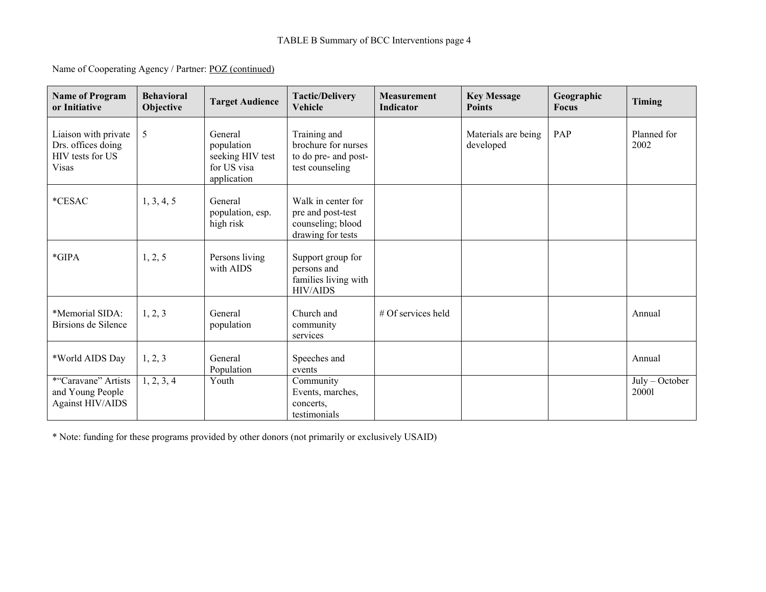TABLE B Summary of BCC Interventions page 4

Name of Cooperating Agency / Partner: POZ (continued)

| Name of Program or Initiative | Behavioral Objective | Target Audience | Tactic/Delivery Vehicle | Measurement Indicator | Key Message Points | Geographic Focus | Timing |
|---|---|---|---|---|---|---|---|
| Liaison with private Drs. offices doing HIV tests for US Visas | 5 | General population seeking HIV test for US visa application | Training and brochure for nurses to do pre- and post-test counseling | | Materials are being developed | PAP | Planned for 2002 |
| *CESAC | 1, 3, 4, 5 | General population, esp. high risk | Walk in center for pre and post-test counseling; blood drawing for tests | | | | |
| *GIPA | 1, 2, 5 | Persons living with AIDS | Support group for persons and families living with HIV/AIDS | | | | |
| *Memorial SIDA: Birsions de Silence | 1, 2, 3 | General population | Church and community services | # Of services held | | | Annual |
| *World AIDS Day | 1, 2, 3 | General Population | Speeches and events | | | | Annual |
| *"Caravane" Artists and Young People Against HIV/AIDS | 1, 2, 3, 4 | Youth | Community Events, marches, concerts, testimonials | | | | July – October 2000l |

* Note: funding for these programs provided by other donors (not primarily or exclusively USAID)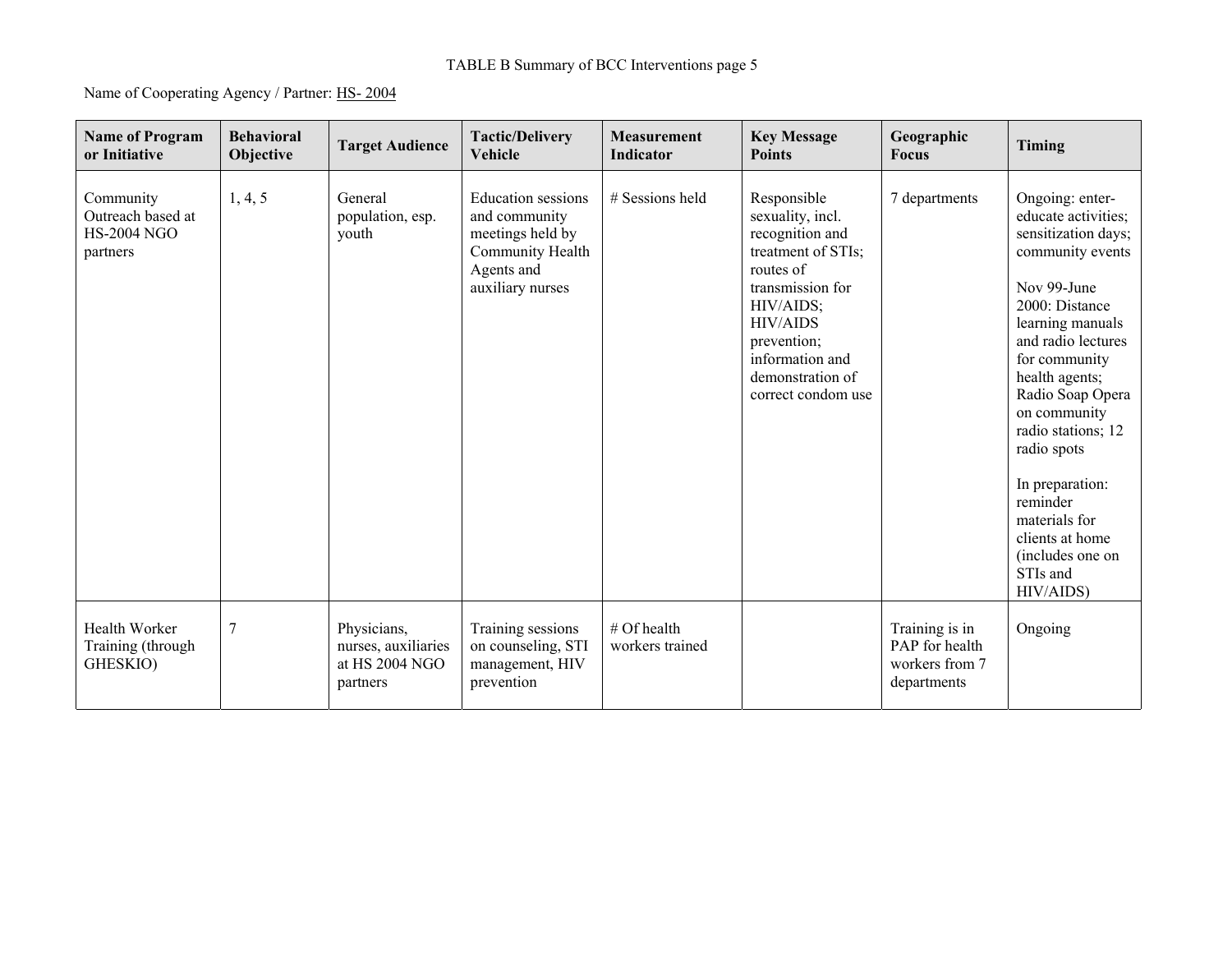TABLE B Summary of BCC Interventions page 5

Name of Cooperating Agency / Partner: HS- 2004

| Name of Program or Initiative | Behavioral Objective | Target Audience | Tactic/Delivery Vehicle | Measurement Indicator | Key Message Points | Geographic Focus | Timing |
|---|---|---|---|---|---|---|---|
| Community Outreach based at HS-2004 NGO partners | 1, 4, 5 | General population, esp. youth | Education sessions and community meetings held by Community Health Agents and auxiliary nurses | # Sessions held | Responsible sexuality, incl. recognition and treatment of STIs; routes of transmission for HIV/AIDS; HIV/AIDS prevention; information and demonstration of correct condom use | 7 departments | Ongoing: enter-educate activities; sensitization days; community events<br><br>Nov 99-June 2000: Distance learning manuals and radio lectures for community health agents; Radio Soap Opera on community radio stations; 12 radio spots<br><br>In preparation: reminder materials for clients at home (includes one on STIs and HIV/AIDS) |
| Health Worker Training (through GHESKIO) | 7 | Physicians, nurses, auxiliaries at HS 2004 NGO partners | Training sessions on counseling, STI management, HIV prevention | # Of health workers trained | | Training is in PAP for health workers from 7 departments | Ongoing |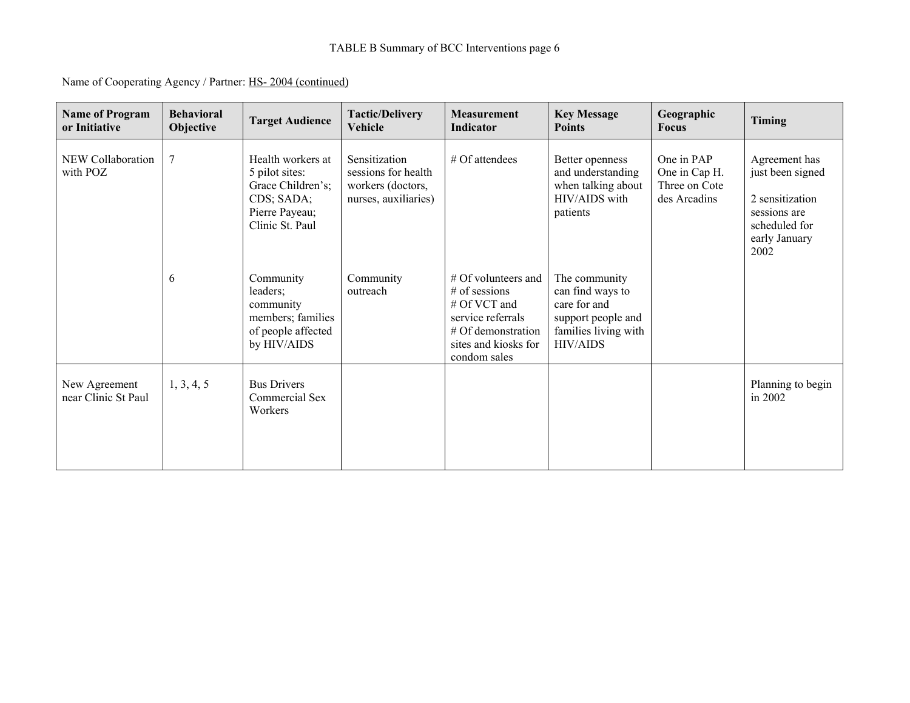TABLE B Summary of BCC Interventions page 6

Name of Cooperating Agency / Partner: HS- 2004 (continued)

| Name of Program or Initiative | Behavioral Objective | Target Audience | Tactic/Delivery Vehicle | Measurement Indicator | Key Message Points | Geographic Focus | Timing |
|---|---|---|---|---|---|---|---|
| NEW Collaboration with POZ | 7 | Health workers at 5 pilot sites: Grace Children's; CDS; SADA; Pierre Payeau; Clinic St. Paul | Sensitization sessions for health workers (doctors, nurses, auxiliaries) | # Of attendees | Better openness and understanding when talking about HIV/AIDS with patients | One in PAP One in Cap H. Three on Cote des Arcadins | Agreement has just been signed<br><br>2 sensitization sessions are scheduled for early January 2002 |
| | 6 | Community leaders; community members; families of people affected by HIV/AIDS | Community outreach | # Of volunteers and # of sessions<br># Of VCT and service referrals<br># Of demonstration sites and kiosks for condom sales | The community can find ways to care for and support people and families living with HIV/AIDS | | |
| New Agreement near Clinic St Paul | 1, 3, 4, 5 | Bus Drivers Commercial Sex Workers | | | | | Planning to begin in 2002 |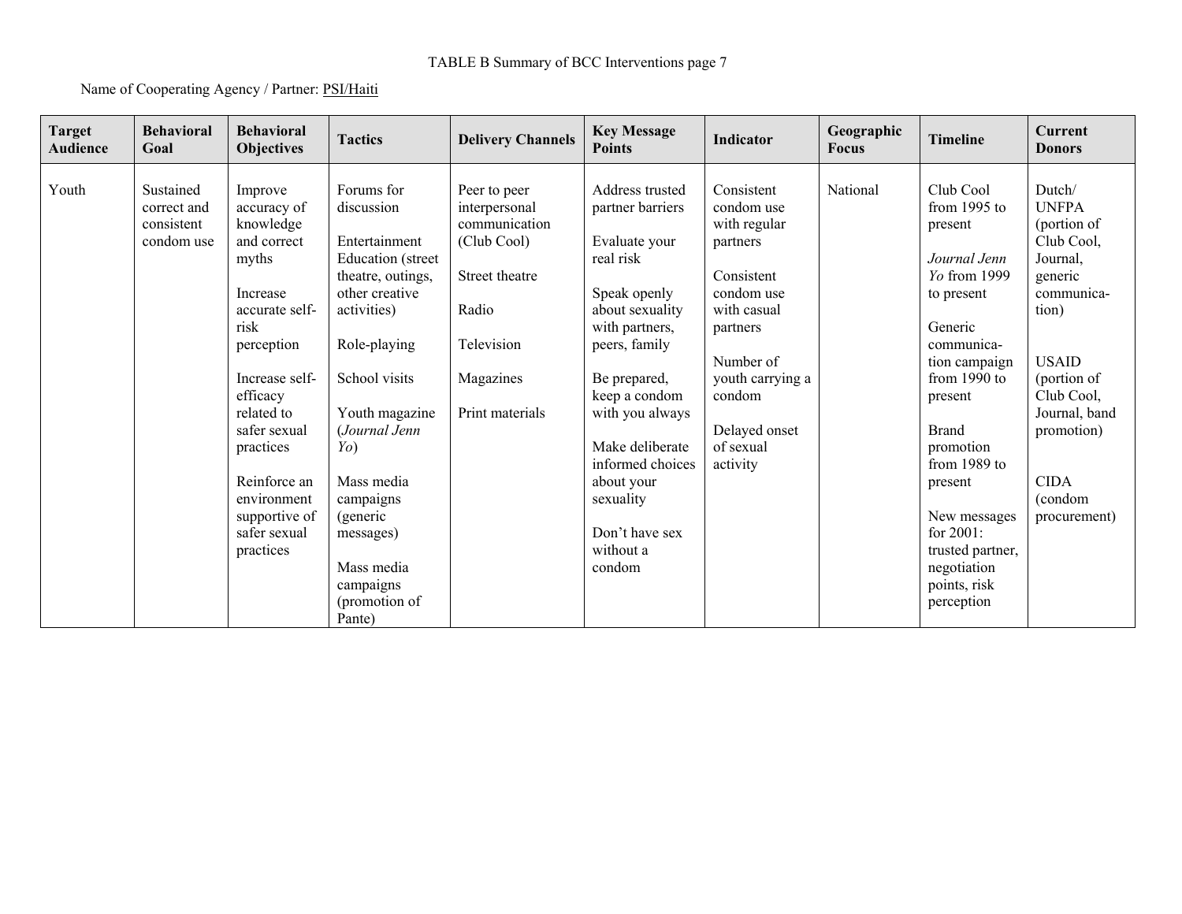TABLE B Summary of BCC Interventions page 7

Name of Cooperating Agency / Partner: PSI/Haiti

| Target Audience | Behavioral Goal | Behavioral Objectives | Tactics | Delivery Channels | Key Message Points | Indicator | Geographic Focus | Timeline | Current Donors |
|---|---|---|---|---|---|---|---|---|---|
| Youth | Sustained correct and consistent condom use | Improve accuracy of knowledge and correct myths<br><br>Increase accurate self-risk perception<br><br>Increase self-efficacy related to safer sexual practices<br><br>Reinforce an environment supportive of safer sexual practices | Forums for discussion<br><br>Entertainment Education (street theatre, outings, other creative activities)<br><br>Role-playing<br><br>School visits<br><br>Youth magazine (*Journal Jenn Yo*)<br><br>Mass media campaigns (generic messages)<br><br>Mass media campaigns (promotion of Pante) | Peer to peer interpersonal communication (Club Cool)<br><br>Street theatre<br><br>Radio<br><br>Television<br><br>Magazines<br><br>Print materials | Address trusted partner barriers<br><br>Evaluate your real risk<br><br>Speak openly about sexuality with partners, peers, family<br><br>Be prepared, keep a condom with you always<br><br>Make deliberate informed choices about your sexuality<br><br>Don't have sex without a condom | Consistent condom use with regular partners<br><br>Consistent condom use with casual partners<br><br>Number of youth carrying a condom<br><br>Delayed onset of sexual activity | National | Club Cool from 1995 to present<br><br>*Journal Jenn Yo* from 1999 to present<br><br>Generic communication campaign from 1990 to present<br><br>Brand promotion from 1989 to present<br><br>New messages for 2001: trusted partner, negotiation points, risk perception | Dutch/ UNFPA (portion of Club Cool, Journal, generic communication)<br><br>USAID (portion of Club Cool, Journal, band promotion)<br><br>CIDA (condom procurement) |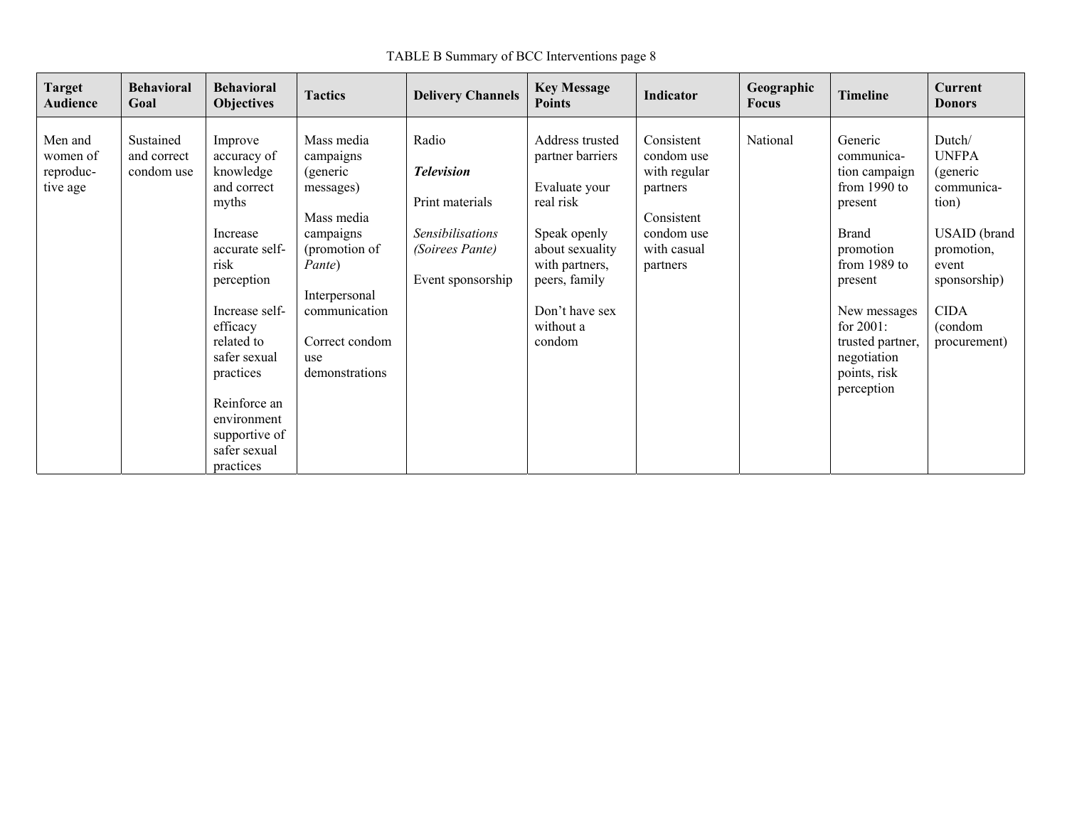TABLE B Summary of BCC Interventions page 8

| Target Audience | Behavioral Goal | Behavioral Objectives | Tactics | Delivery Channels | Key Message Points | Indicator | Geographic Focus | Timeline | Current Donors |
|---|---|---|---|---|---|---|---|---|---|
| Men and women of reproduc-tive age | Sustained and correct condom use | Improve accuracy of knowledge and correct myths<br><br>Increase accurate self-risk perception<br><br>Increase self-efficacy related to safer sexual practices<br><br>Reinforce an environment supportive of safer sexual practices | Mass media campaigns (generic messages)<br><br>Mass media campaigns (promotion of *Pante*)<br><br>Interpersonal communication<br><br>Correct condom use demonstrations | Radio<br><br>***Television***<br><br>Print materials<br><br>*Sensibilisations (Soirees Pante)*<br><br>Event sponsorship | Address trusted partner barriers<br><br>Evaluate your real risk<br><br>Speak openly about sexuality with partners, peers, family<br><br>Don't have sex without a condom | Consistent condom use with regular partners<br><br>Consistent condom use with casual partners | National | Generic communica-tion campaign from 1990 to present<br><br>Brand promotion from 1989 to present<br><br>New messages for 2001: trusted partner, negotiation points, risk perception | Dutch/ UNFPA (generic communica-tion)<br><br>USAID (brand promotion, event sponsorship)<br><br>CIDA (condom procurement) |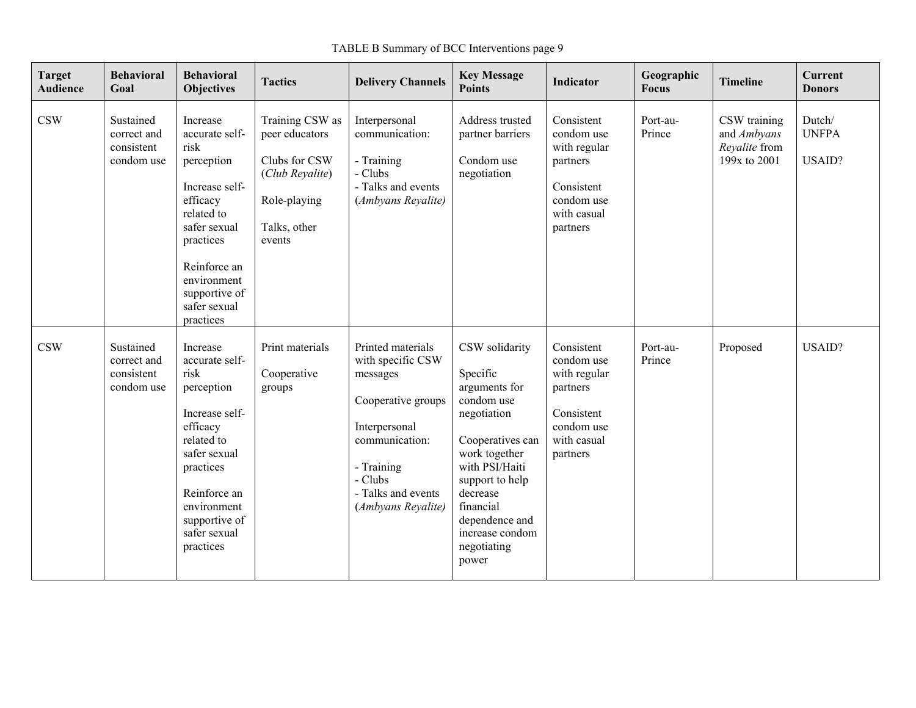TABLE B Summary of BCC Interventions page 9

| Target Audience | Behavioral Goal | Behavioral Objectives | Tactics | Delivery Channels | Key Message Points | Indicator | Geographic Focus | Timeline | Current Donors |
|---|---|---|---|---|---|---|---|---|---|
| CSW | Sustained correct and consistent condom use | Increase accurate self-risk perception<br><br>Increase self-efficacy related to safer sexual practices<br><br>Reinforce an environment supportive of safer sexual practices | Training CSW as peer educators<br><br>Clubs for CSW (*Club Reyalite*)<br><br>Role-playing<br><br>Talks, other events | Interpersonal communication:<br><br>- Training<br>- Clubs<br>- Talks and events (*Ambyans Reyalite)* | Address trusted partner barriers<br><br>Condom use negotiation | Consistent condom use with regular partners<br><br>Consistent condom use with casual partners | Port-au-Prince | CSW training and *Ambyans Reyalite* from 199x to 2001 | Dutch/ UNFPA<br><br>USAID? |
| CSW | Sustained correct and consistent condom use | Increase accurate self-risk perception<br><br>Increase self-efficacy related to safer sexual practices<br><br>Reinforce an environment supportive of safer sexual practices | Print materials<br><br>Cooperative groups | Printed materials with specific CSW messages<br><br>Cooperative groups<br><br>Interpersonal communication:<br><br>- Training<br>- Clubs<br>- Talks and events (*Ambyans Reyalite)* | CSW solidarity<br><br>Specific arguments for condom use negotiation<br><br>Cooperatives can work together with PSI/Haiti support to help decrease financial dependence and increase condom negotiating power | Consistent condom use with regular partners<br><br>Consistent condom use with casual partners | Port-au-Prince | Proposed | USAID? |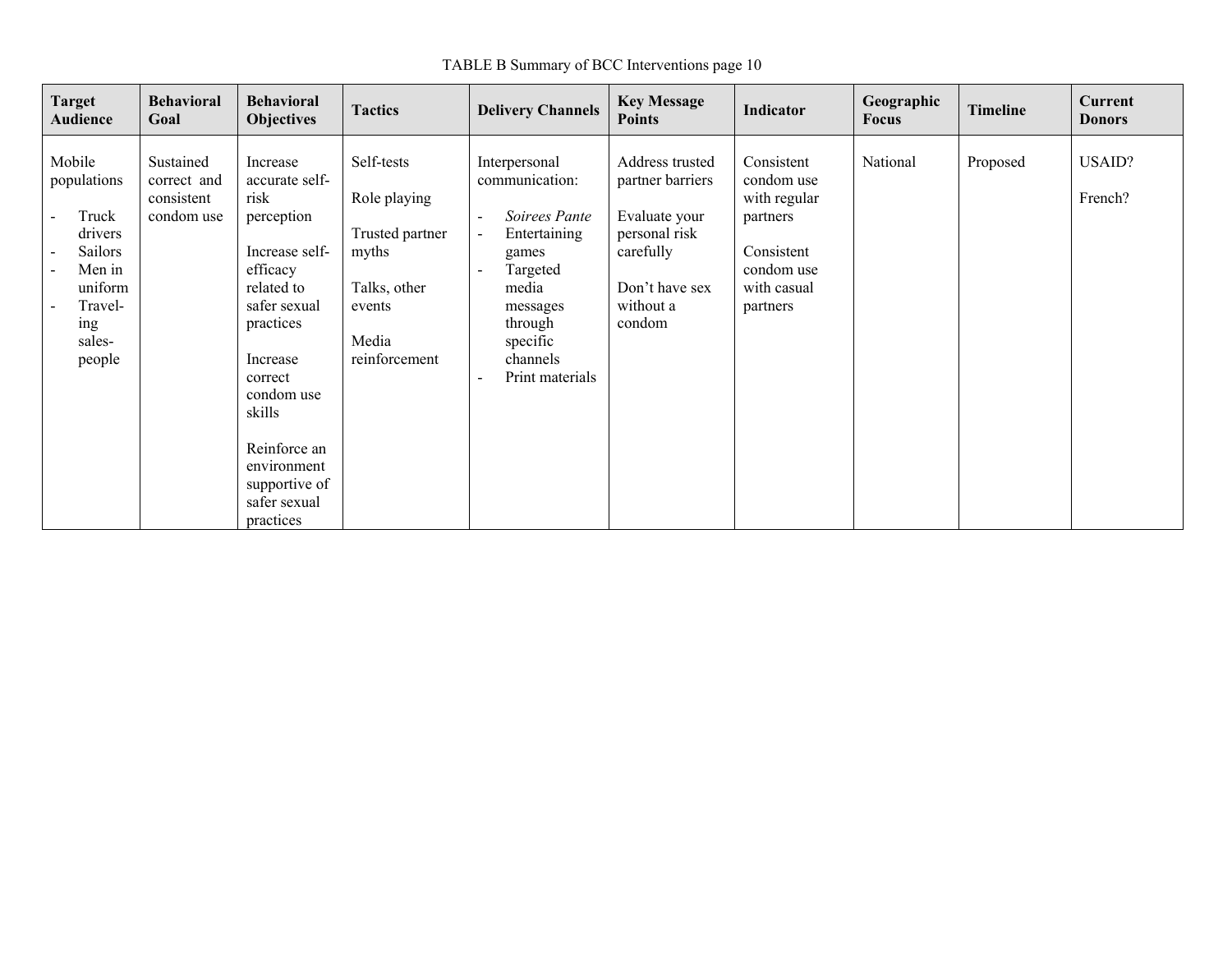TABLE B Summary of BCC Interventions page 10

| Target Audience | Behavioral Goal | Behavioral Objectives | Tactics | Delivery Channels | Key Message Points | Indicator | Geographic Focus | Timeline | Current Donors |
|---|---|---|---|---|---|---|---|---|---|
| Mobile populations<br>- Truck drivers<br>- Sailors<br>- Men in uniform<br>- Travel-ing sales-people | Sustained correct and consistent condom use | Increase accurate self-risk perception<br><br>Increase self-efficacy related to safer sexual practices<br><br>Increase correct condom use skills<br><br>Reinforce an environment supportive of safer sexual practices | Self-tests<br><br>Role playing<br><br>Trusted partner myths<br><br>Talks, other events<br><br>Media reinforcement | Interpersonal communication:<br>- *Soirees Pante*<br>- Entertaining games<br>- Targeted media messages through specific channels<br>- Print materials | Address trusted partner barriers<br><br>Evaluate your personal risk carefully<br><br>Don't have sex without a condom | Consistent condom use with regular partners<br><br>Consistent condom use with casual partners | National | Proposed | USAID?<br><br>French? |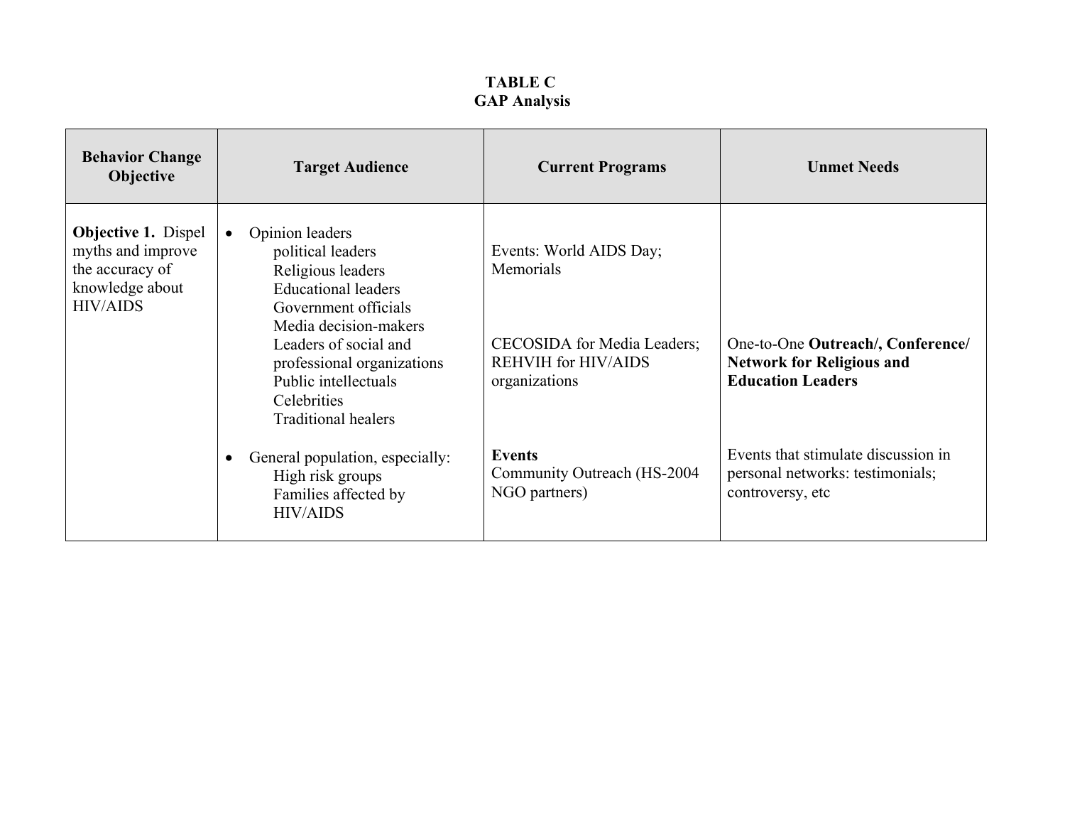**TABLE C**
**GAP Analysis**

| Behavior Change Objective | Target Audience | Current Programs | Unmet Needs |
|---|---|---|---|
| **Objective 1.** Dispel myths and improve the accuracy of knowledge about HIV/AIDS | • Opinion leaders<br>political leaders<br>Religious leaders<br>Educational leaders<br>Government officials<br>Media decision-makers<br>Leaders of social and professional organizations<br>Public intellectuals<br>Celebrities<br>Traditional healers | Events: World AIDS Day; Memorials<br><br>CECOSIDA for Media Leaders; REHVIH for HIV/AIDS organizations | One-to-One **Outreach/, Conference/ Network for Religious and Education Leaders** |
| | • General population, especially:<br>High risk groups<br>Families affected by HIV/AIDS | **Events**<br>Community Outreach (HS-2004 NGO partners) | Events that stimulate discussion in personal networks: testimonials; controversy, etc |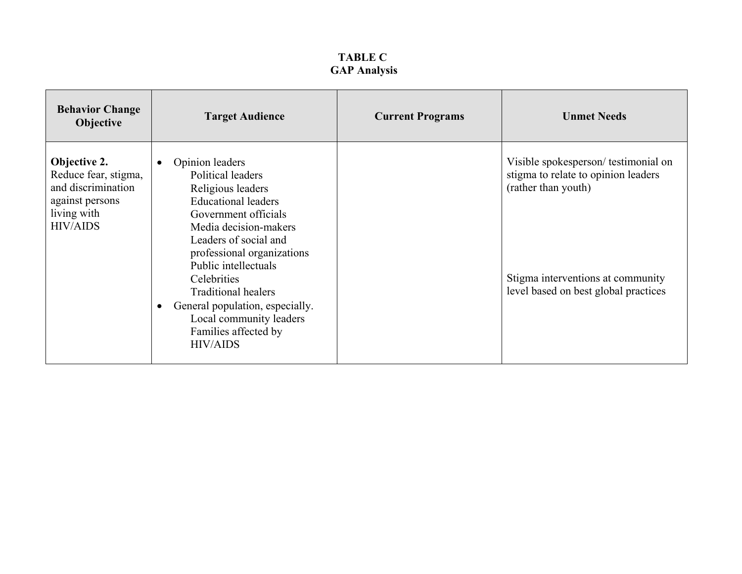**TABLE C**
**GAP Analysis**

| Behavior Change Objective | Target Audience | Current Programs | Unmet Needs |
|---|---|---|---|
| **Objective 2.** Reduce fear, stigma, and discrimination against persons living with HIV/AIDS | • Opinion leaders<br>Political leaders<br>Religious leaders<br>Educational leaders<br>Government officials<br>Media decision-makers<br>Leaders of social and professional organizations<br>Public intellectuals<br>Celebrities<br>Traditional healers<br>• General population, especially.<br>Local community leaders<br>Families affected by HIV/AIDS | | Visible spokesperson/ testimonial on stigma to relate to opinion leaders (rather than youth)<br><br>Stigma interventions at community level based on best global practices |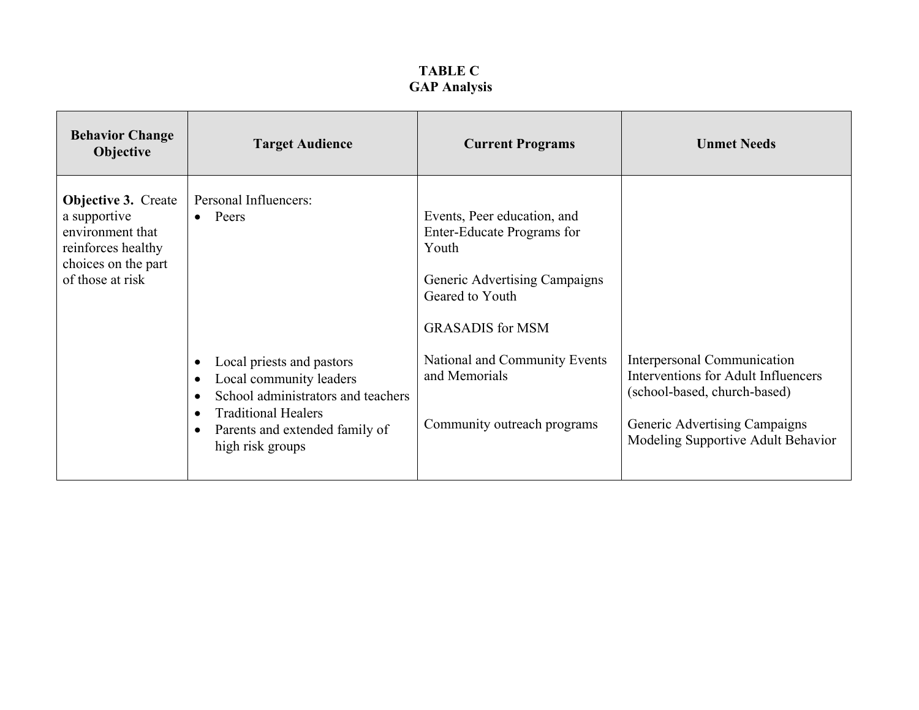**TABLE C**
**GAP Analysis**

| Behavior Change Objective | Target Audience | Current Programs | Unmet Needs |
|---|---|---|---|
| **Objective 3.** Create a supportive environment that reinforces healthy choices on the part of those at risk | Personal Influencers:<br>• Peers | Events, Peer education, and Enter-Educate Programs for Youth<br><br>Generic Advertising Campaigns Geared to Youth<br><br>GRASADIS for MSM | |
| | • Local priests and pastors<br>• Local community leaders<br>• School administrators and teachers<br>• Traditional Healers<br>• Parents and extended family of high risk groups | National and Community Events and Memorials<br><br>Community outreach programs | Interpersonal Communication Interventions for Adult Influencers (school-based, church-based)<br><br>Generic Advertising Campaigns Modeling Supportive Adult Behavior |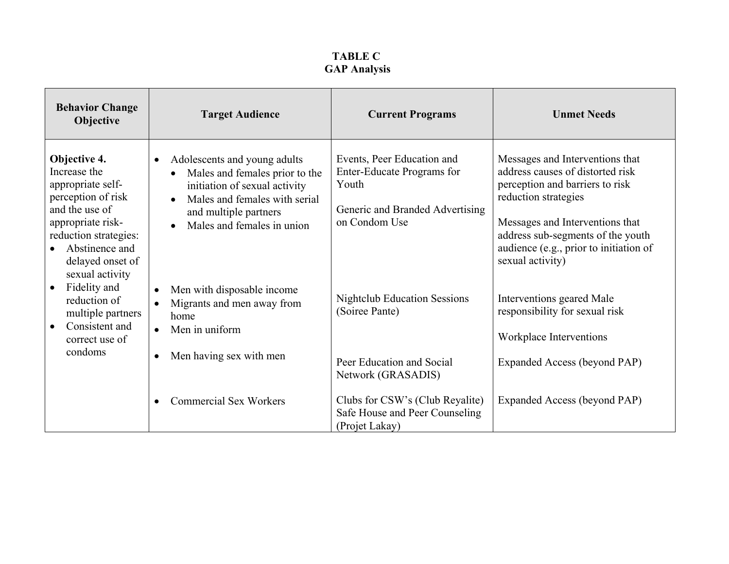**TABLE C**
**GAP Analysis**

| Behavior Change Objective | Target Audience | Current Programs | Unmet Needs |
|---|---|---|---|
| **Objective 4.** Increase the appropriate self-perception of risk and the use of appropriate risk-reduction strategies:<br>• Abstinence and delayed onset of sexual activity<br>• Fidelity and reduction of multiple partners<br>• Consistent and correct use of condoms | • Adolescents and young adults<br>  • Males and females prior to the initiation of sexual activity<br>  • Males and females with serial and multiple partners<br>  • Males and females in union | Events, Peer Education and Enter-Educate Programs for Youth<br><br>Generic and Branded Advertising on Condom Use | Messages and Interventions that address causes of distorted risk perception and barriers to risk reduction strategies<br><br>Messages and Interventions that address sub-segments of the youth audience (e.g., prior to initiation of sexual activity) |
| | • Men with disposable income<br>• Migrants and men away from home<br>• Men in uniform | Nightclub Education Sessions (Soiree Pante) | Interventions geared Male responsibility for sexual risk<br><br>Workplace Interventions |
| | • Men having sex with men | Peer Education and Social Network (GRASADIS) | Expanded Access (beyond PAP) |
| | • Commercial Sex Workers | Clubs for CSW's (Club Reyalite)<br>Safe House and Peer Counseling (Projet Lakay) | Expanded Access (beyond PAP) |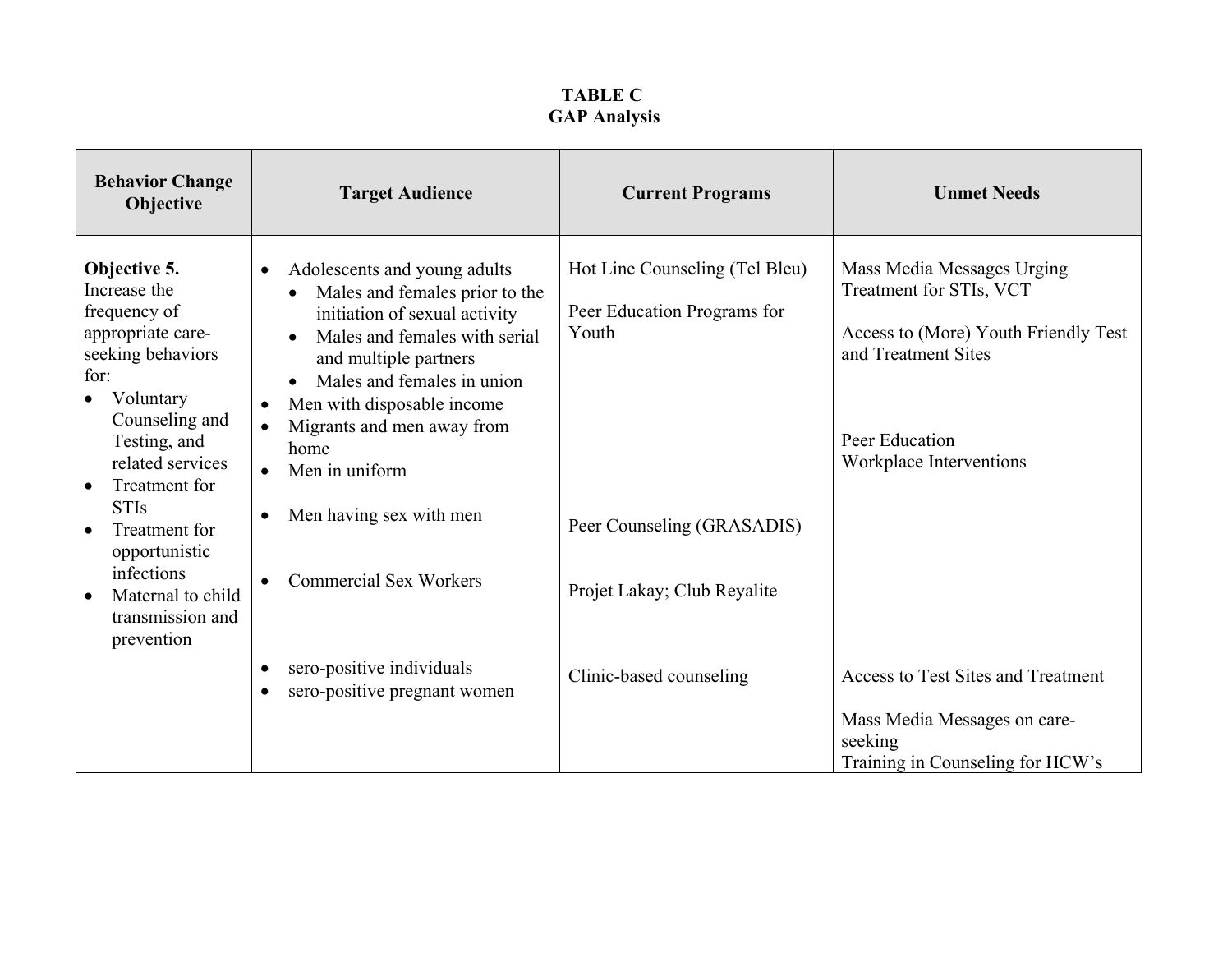**TABLE C**
**GAP Analysis**

| Behavior Change Objective | Target Audience | Current Programs | Unmet Needs |
|---|---|---|---|
| **Objective 5.** Increase the frequency of appropriate care-seeking behaviors for:<br>• Voluntary Counseling and Testing, and related services<br>• Treatment for STIs<br>• Treatment for opportunistic infections<br>• Maternal to child transmission and prevention | • Adolescents and young adults<br>  • Males and females prior to the initiation of sexual activity<br>  • Males and females with serial and multiple partners<br>  • Males and females in union<br>• Men with disposable income<br>• Migrants and men away from home<br>• Men in uniform | Hot Line Counseling (Tel Bleu)<br><br>Peer Education Programs for Youth | Mass Media Messages Urging Treatment for STIs, VCT<br><br>Access to (More) Youth Friendly Test and Treatment Sites<br><br>Peer Education<br>Workplace Interventions |
| | • Men having sex with men | Peer Counseling (GRASADIS) | |
| | • Commercial Sex Workers | Projet Lakay; Club Reyalite | |
| | • sero-positive individuals<br>• sero-positive pregnant women | Clinic-based counseling | Access to Test Sites and Treatment<br><br>Mass Media Messages on care-seeking<br>Training in Counseling for HCW's |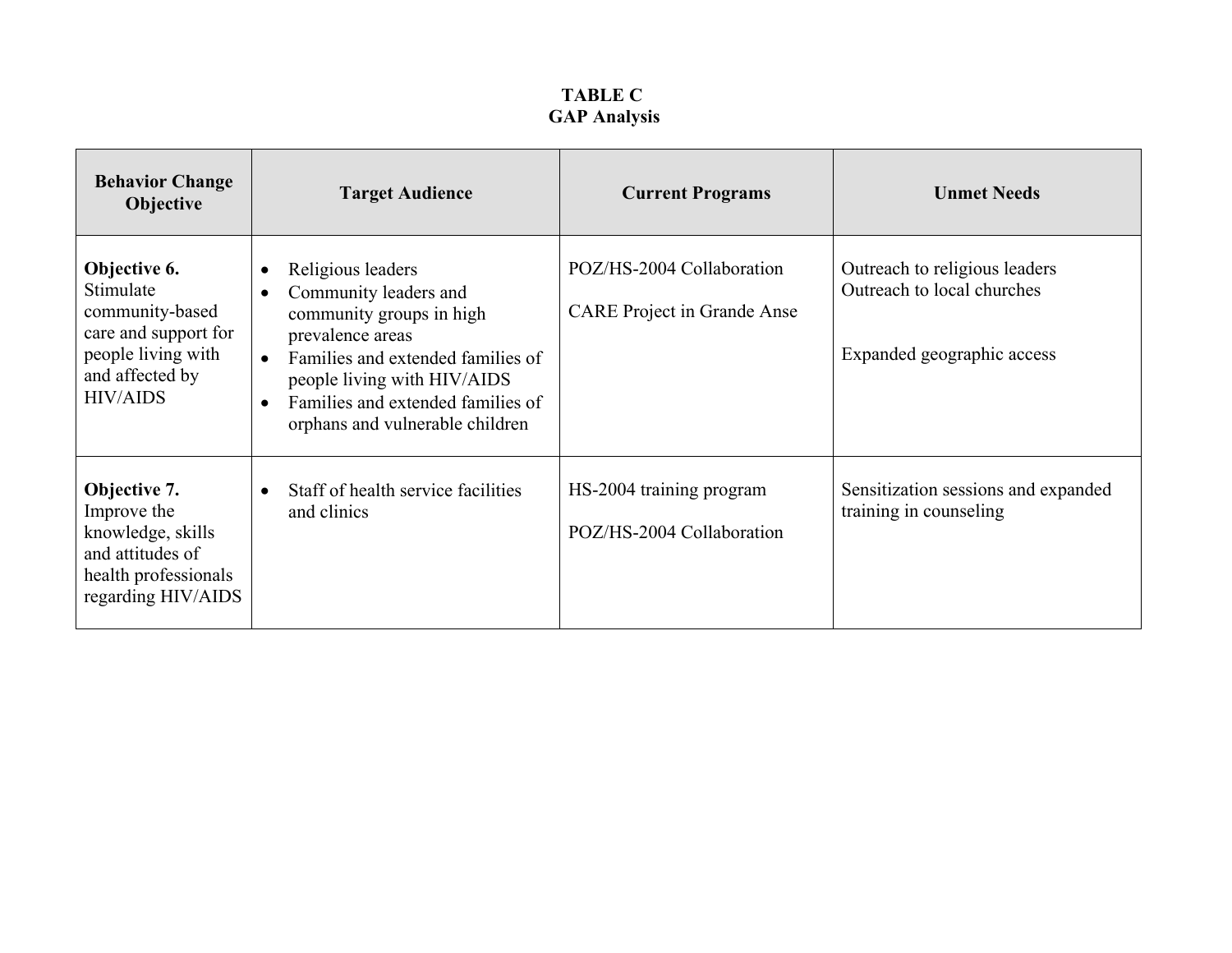# TABLE C
## GAP Analysis

| Behavior Change Objective | Target Audience | Current Programs | Unmet Needs |
|---|---|---|---|
| **Objective 6.** Stimulate community-based care and support for people living with and affected by HIV/AIDS | • Religious leaders<br>• Community leaders and community groups in high prevalence areas<br>• Families and extended families of people living with HIV/AIDS<br>• Families and extended families of orphans and vulnerable children | POZ/HS-2004 Collaboration<br><br>CARE Project in Grande Anse | Outreach to religious leaders<br>Outreach to local churches<br><br>Expanded geographic access |
| **Objective 7.** Improve the knowledge, skills and attitudes of health professionals regarding HIV/AIDS | • Staff of health service facilities and clinics | HS-2004 training program<br><br>POZ/HS-2004 Collaboration | Sensitization sessions and expanded training in counseling |